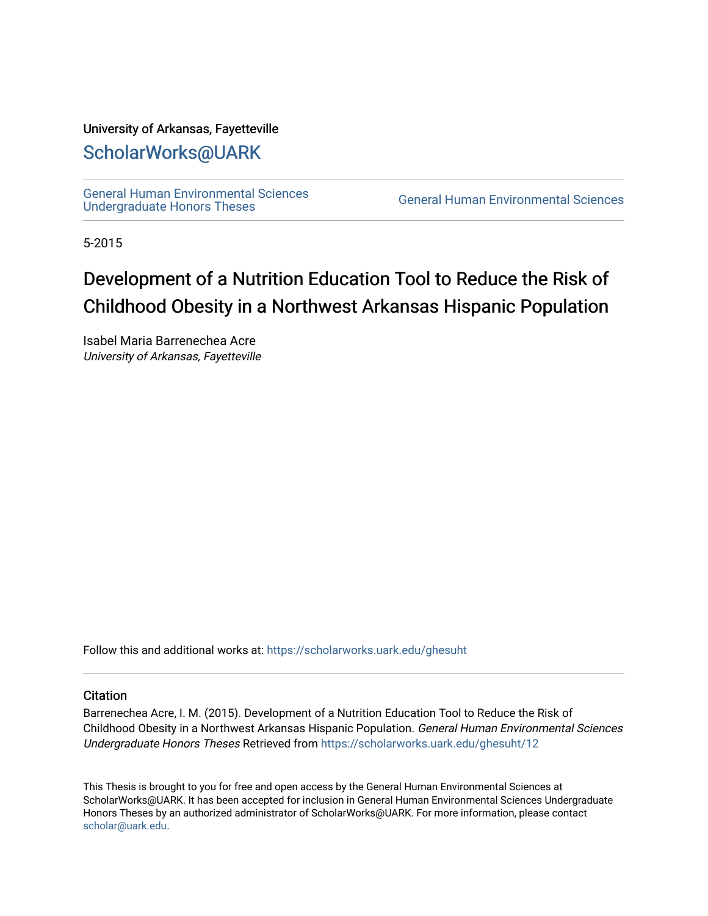University of Arkansas, Fayetteville

# ScholarWorks@UARK

General Human Environmental Sciences Undergraduate Honors Theses

General Human Environmental Sciences

5-2015

# Development of a Nutrition Education Tool to Reduce the Risk of Childhood Obesity in a Northwest Arkansas Hispanic Population

Isabel Maria Barrenechea Acre
*University of Arkansas, Fayetteville*

Follow this and additional works at: https://scholarworks.uark.edu/ghesuht

## Citation

Barrenechea Acre, I. M. (2015). Development of a Nutrition Education Tool to Reduce the Risk of Childhood Obesity in a Northwest Arkansas Hispanic Population. *General Human Environmental Sciences Undergraduate Honors Theses* Retrieved from https://scholarworks.uark.edu/ghesuht/12

This Thesis is brought to you for free and open access by the General Human Environmental Sciences at ScholarWorks@UARK. It has been accepted for inclusion in General Human Environmental Sciences Undergraduate Honors Theses by an authorized administrator of ScholarWorks@UARK. For more information, please contact scholar@uark.edu.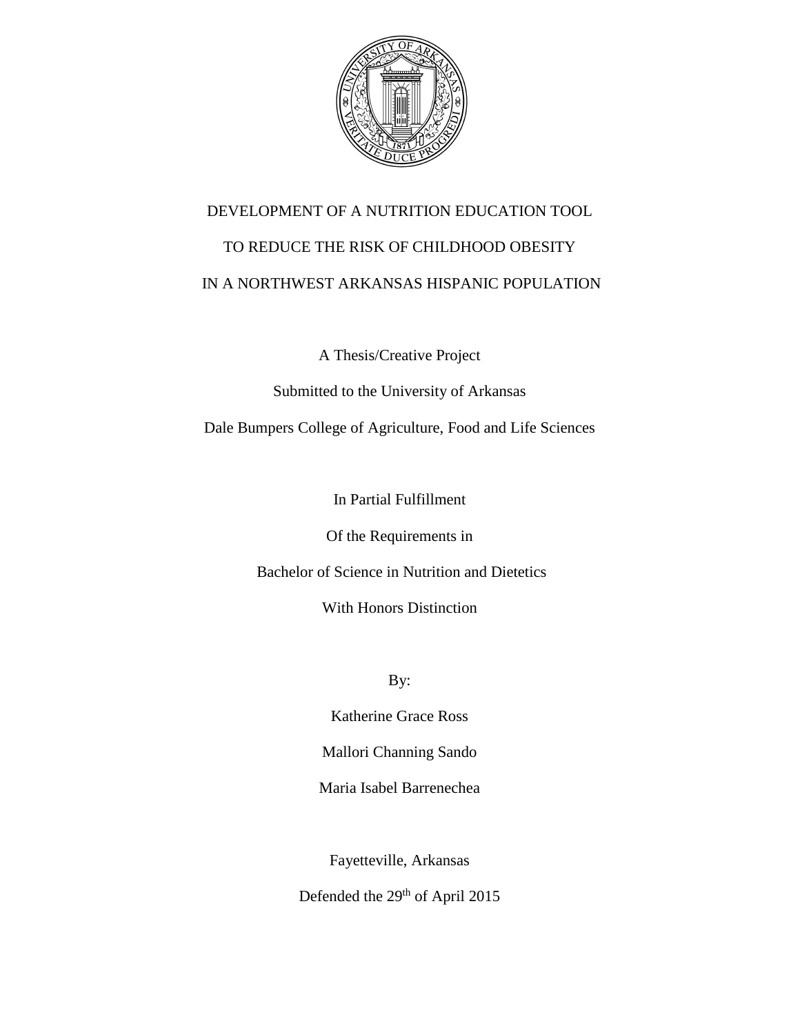# DEVELOPMENT OF A NUTRITION EDUCATION TOOL

# TO REDUCE THE RISK OF CHILDHOOD OBESITY

# IN A NORTHWEST ARKANSAS HISPANIC POPULATION

A Thesis/Creative Project

Submitted to the University of Arkansas

Dale Bumpers College of Agriculture, Food and Life Sciences

In Partial Fulfillment

Of the Requirements in

Bachelor of Science in Nutrition and Dietetics

With Honors Distinction

By:

Katherine Grace Ross

Mallori Channing Sando

Maria Isabel Barrenechea

Fayetteville, Arkansas

Defended the 29th of April 2015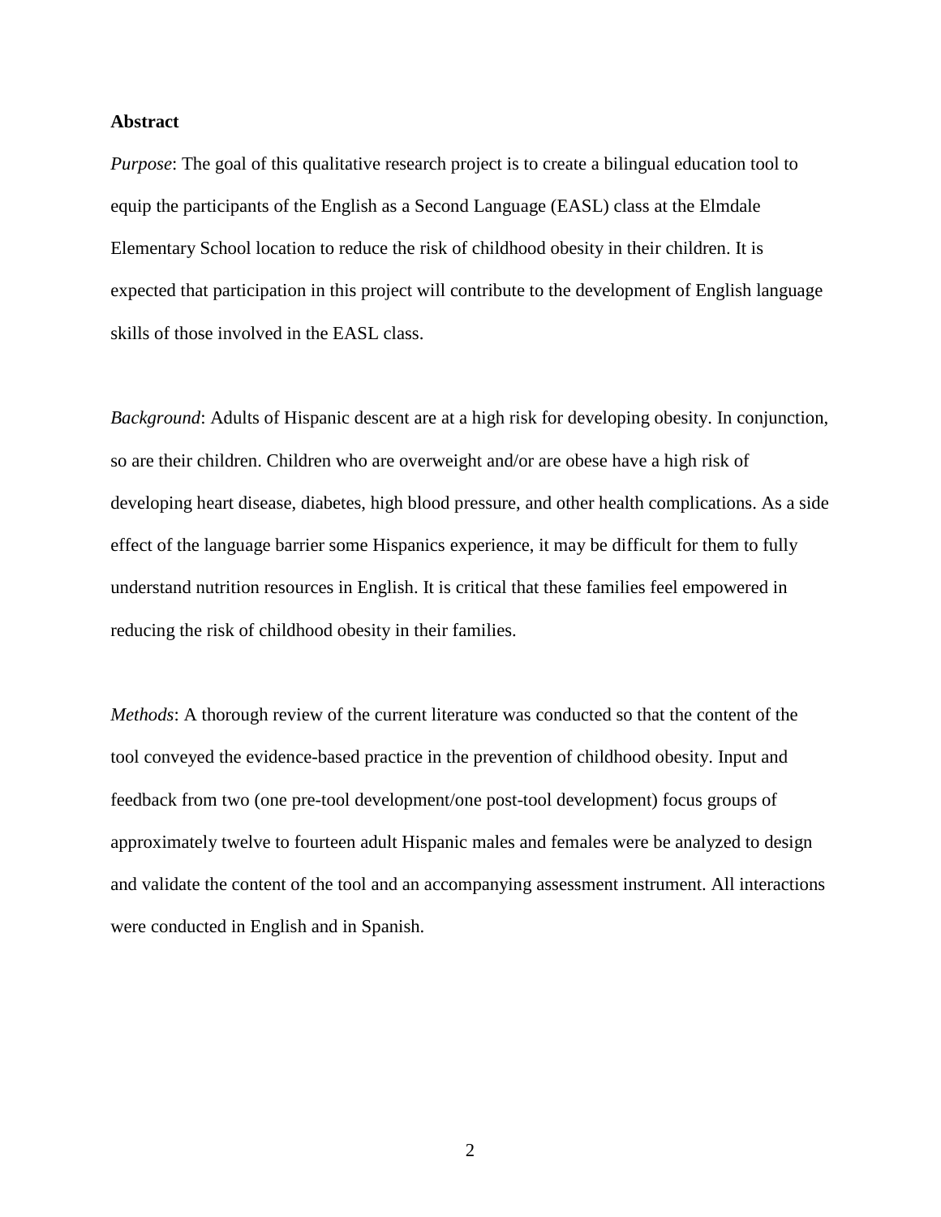**Abstract**

*Purpose*: The goal of this qualitative research project is to create a bilingual education tool to equip the participants of the English as a Second Language (EASL) class at the Elmdale Elementary School location to reduce the risk of childhood obesity in their children. It is expected that participation in this project will contribute to the development of English language skills of those involved in the EASL class.

*Background*: Adults of Hispanic descent are at a high risk for developing obesity. In conjunction, so are their children. Children who are overweight and/or are obese have a high risk of developing heart disease, diabetes, high blood pressure, and other health complications. As a side effect of the language barrier some Hispanics experience, it may be difficult for them to fully understand nutrition resources in English. It is critical that these families feel empowered in reducing the risk of childhood obesity in their families.

*Methods*: A thorough review of the current literature was conducted so that the content of the tool conveyed the evidence-based practice in the prevention of childhood obesity. Input and feedback from two (one pre-tool development/one post-tool development) focus groups of approximately twelve to fourteen adult Hispanic males and females were be analyzed to design and validate the content of the tool and an accompanying assessment instrument. All interactions were conducted in English and in Spanish.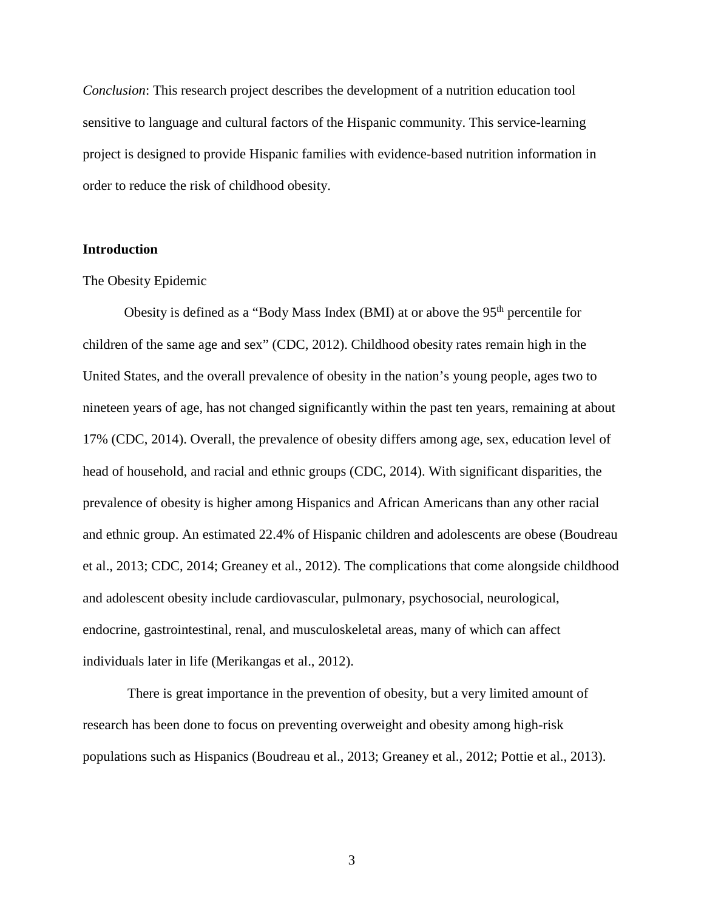*Conclusion*: This research project describes the development of a nutrition education tool sensitive to language and cultural factors of the Hispanic community. This service-learning project is designed to provide Hispanic families with evidence-based nutrition information in order to reduce the risk of childhood obesity.

## Introduction

### The Obesity Epidemic

Obesity is defined as a "Body Mass Index (BMI) at or above the 95th percentile for children of the same age and sex" (CDC, 2012). Childhood obesity rates remain high in the United States, and the overall prevalence of obesity in the nation's young people, ages two to nineteen years of age, has not changed significantly within the past ten years, remaining at about 17% (CDC, 2014). Overall, the prevalence of obesity differs among age, sex, education level of head of household, and racial and ethnic groups (CDC, 2014). With significant disparities, the prevalence of obesity is higher among Hispanics and African Americans than any other racial and ethnic group. An estimated 22.4% of Hispanic children and adolescents are obese (Boudreau et al., 2013; CDC, 2014; Greaney et al., 2012). The complications that come alongside childhood and adolescent obesity include cardiovascular, pulmonary, psychosocial, neurological, endocrine, gastrointestinal, renal, and musculoskeletal areas, many of which can affect individuals later in life (Merikangas et al., 2012).

There is great importance in the prevention of obesity, but a very limited amount of research has been done to focus on preventing overweight and obesity among high-risk populations such as Hispanics (Boudreau et al., 2013; Greaney et al., 2012; Pottie et al., 2013).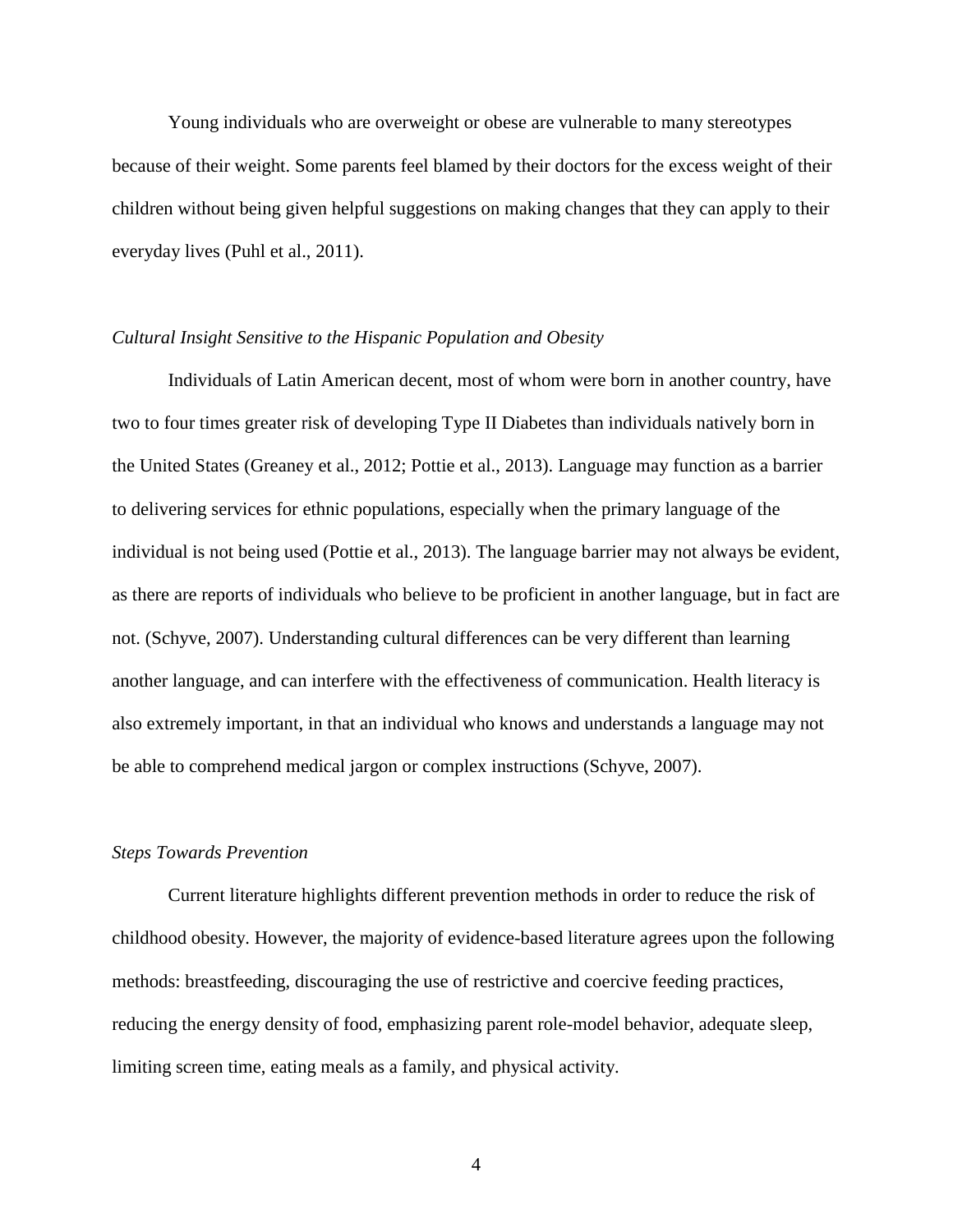Young individuals who are overweight or obese are vulnerable to many stereotypes because of their weight. Some parents feel blamed by their doctors for the excess weight of their children without being given helpful suggestions on making changes that they can apply to their everyday lives (Puhl et al., 2011).

*Cultural Insight Sensitive to the Hispanic Population and Obesity*

Individuals of Latin American decent, most of whom were born in another country, have two to four times greater risk of developing Type II Diabetes than individuals natively born in the United States (Greaney et al., 2012; Pottie et al., 2013). Language may function as a barrier to delivering services for ethnic populations, especially when the primary language of the individual is not being used (Pottie et al., 2013). The language barrier may not always be evident, as there are reports of individuals who believe to be proficient in another language, but in fact are not. (Schyve, 2007). Understanding cultural differences can be very different than learning another language, and can interfere with the effectiveness of communication. Health literacy is also extremely important, in that an individual who knows and understands a language may not be able to comprehend medical jargon or complex instructions (Schyve, 2007).

*Steps Towards Prevention*

Current literature highlights different prevention methods in order to reduce the risk of childhood obesity. However, the majority of evidence-based literature agrees upon the following methods: breastfeeding, discouraging the use of restrictive and coercive feeding practices, reducing the energy density of food, emphasizing parent role-model behavior, adequate sleep, limiting screen time, eating meals as a family, and physical activity.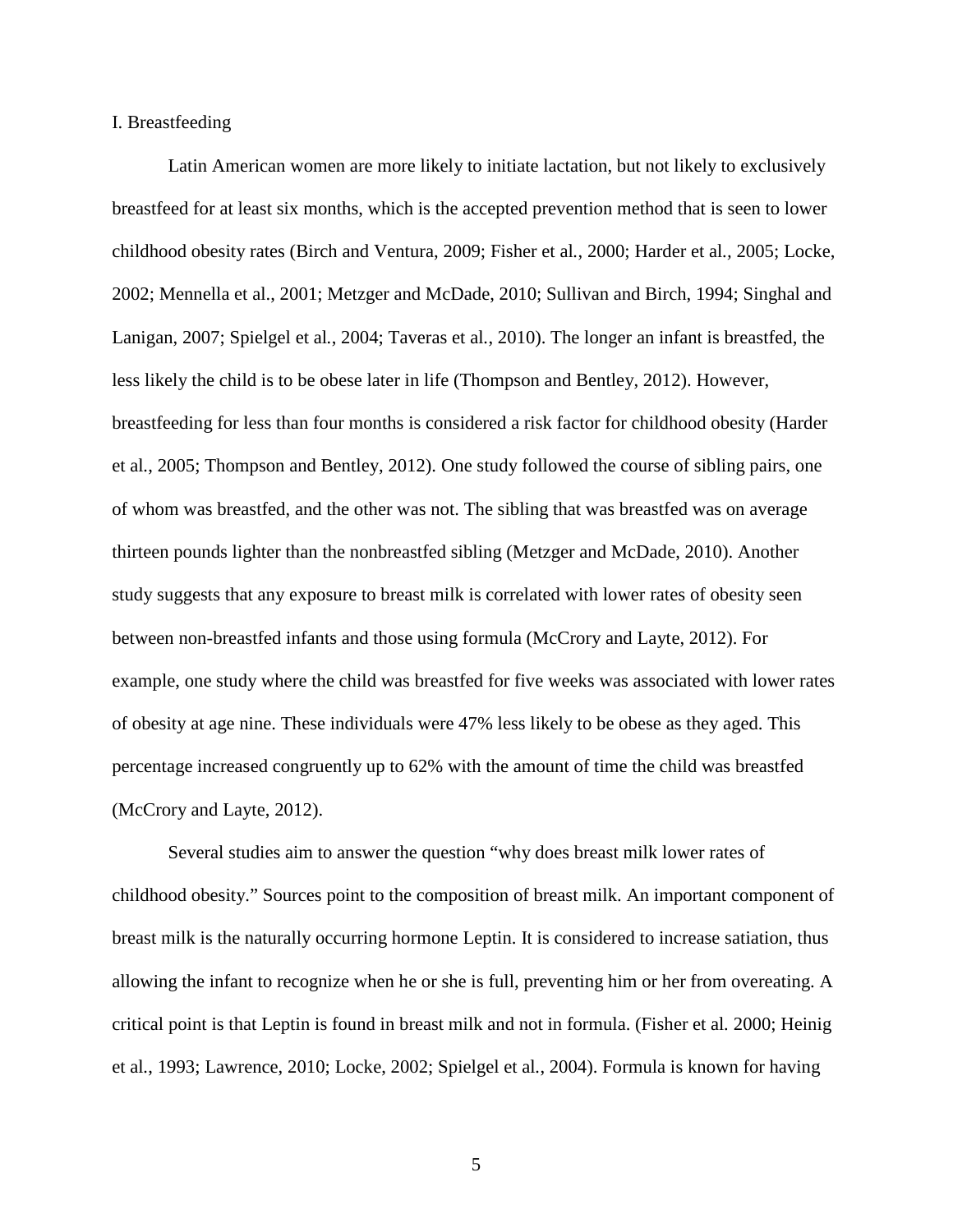## I. Breastfeeding

Latin American women are more likely to initiate lactation, but not likely to exclusively breastfeed for at least six months, which is the accepted prevention method that is seen to lower childhood obesity rates (Birch and Ventura, 2009; Fisher et al., 2000; Harder et al., 2005; Locke, 2002; Mennella et al., 2001; Metzger and McDade, 2010; Sullivan and Birch, 1994; Singhal and Lanigan, 2007; Spielgel et al., 2004; Taveras et al., 2010). The longer an infant is breastfed, the less likely the child is to be obese later in life (Thompson and Bentley, 2012). However, breastfeeding for less than four months is considered a risk factor for childhood obesity (Harder et al., 2005; Thompson and Bentley, 2012). One study followed the course of sibling pairs, one of whom was breastfed, and the other was not. The sibling that was breastfed was on average thirteen pounds lighter than the nonbreastfed sibling (Metzger and McDade, 2010). Another study suggests that any exposure to breast milk is correlated with lower rates of obesity seen between non-breastfed infants and those using formula (McCrory and Layte, 2012). For example, one study where the child was breastfed for five weeks was associated with lower rates of obesity at age nine. These individuals were 47% less likely to be obese as they aged. This percentage increased congruently up to 62% with the amount of time the child was breastfed (McCrory and Layte, 2012).

Several studies aim to answer the question "why does breast milk lower rates of childhood obesity." Sources point to the composition of breast milk. An important component of breast milk is the naturally occurring hormone Leptin. It is considered to increase satiation, thus allowing the infant to recognize when he or she is full, preventing him or her from overeating. A critical point is that Leptin is found in breast milk and not in formula. (Fisher et al. 2000; Heinig et al., 1993; Lawrence, 2010; Locke, 2002; Spielgel et al., 2004). Formula is known for having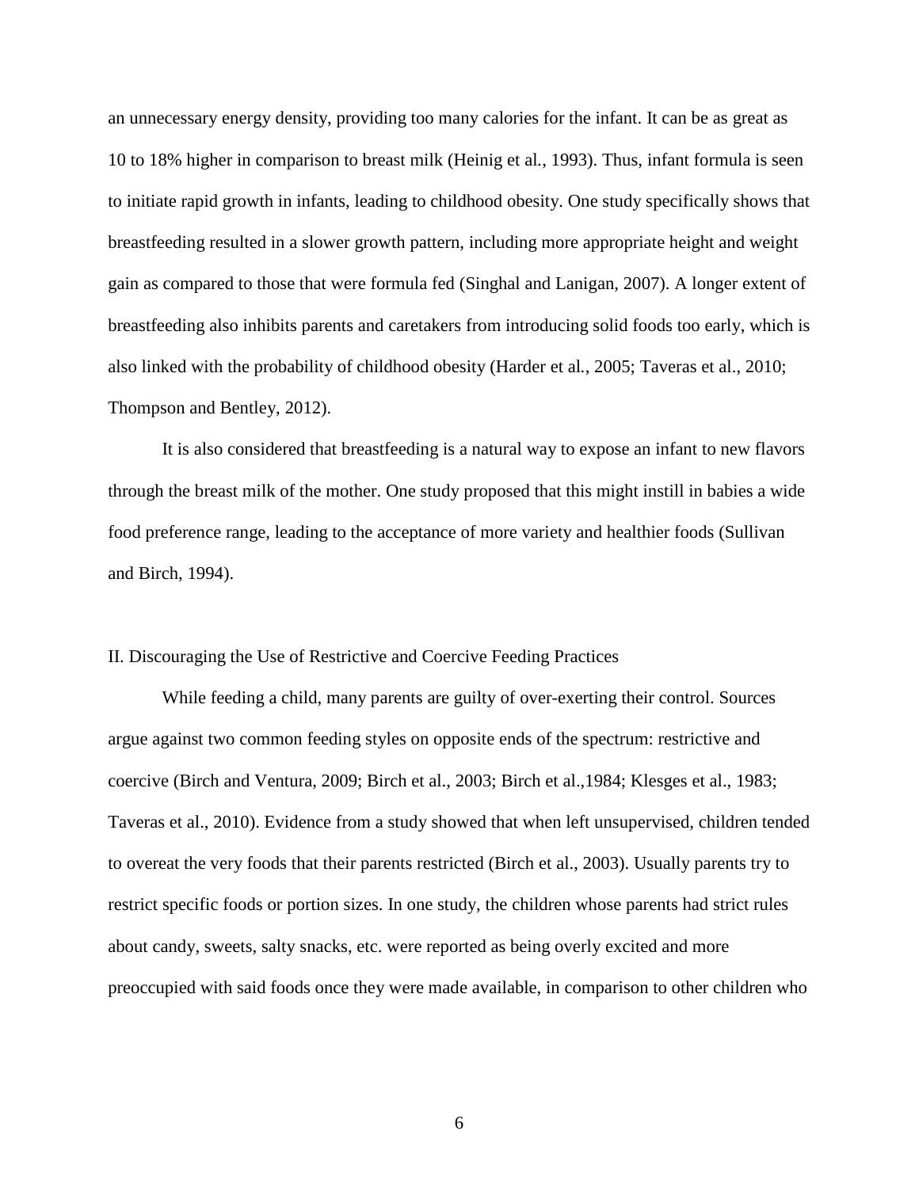an unnecessary energy density, providing too many calories for the infant. It can be as great as 10 to 18% higher in comparison to breast milk (Heinig et al., 1993). Thus, infant formula is seen to initiate rapid growth in infants, leading to childhood obesity. One study specifically shows that breastfeeding resulted in a slower growth pattern, including more appropriate height and weight gain as compared to those that were formula fed (Singhal and Lanigan, 2007). A longer extent of breastfeeding also inhibits parents and caretakers from introducing solid foods too early, which is also linked with the probability of childhood obesity (Harder et al., 2005; Taveras et al., 2010; Thompson and Bentley, 2012).

It is also considered that breastfeeding is a natural way to expose an infant to new flavors through the breast milk of the mother. One study proposed that this might instill in babies a wide food preference range, leading to the acceptance of more variety and healthier foods (Sullivan and Birch, 1994).

## II. Discouraging the Use of Restrictive and Coercive Feeding Practices

While feeding a child, many parents are guilty of over-exerting their control. Sources argue against two common feeding styles on opposite ends of the spectrum: restrictive and coercive (Birch and Ventura, 2009; Birch et al., 2003; Birch et al.,1984; Klesges et al., 1983; Taveras et al., 2010). Evidence from a study showed that when left unsupervised, children tended to overeat the very foods that their parents restricted (Birch et al., 2003). Usually parents try to restrict specific foods or portion sizes. In one study, the children whose parents had strict rules about candy, sweets, salty snacks, etc. were reported as being overly excited and more preoccupied with said foods once they were made available, in comparison to other children who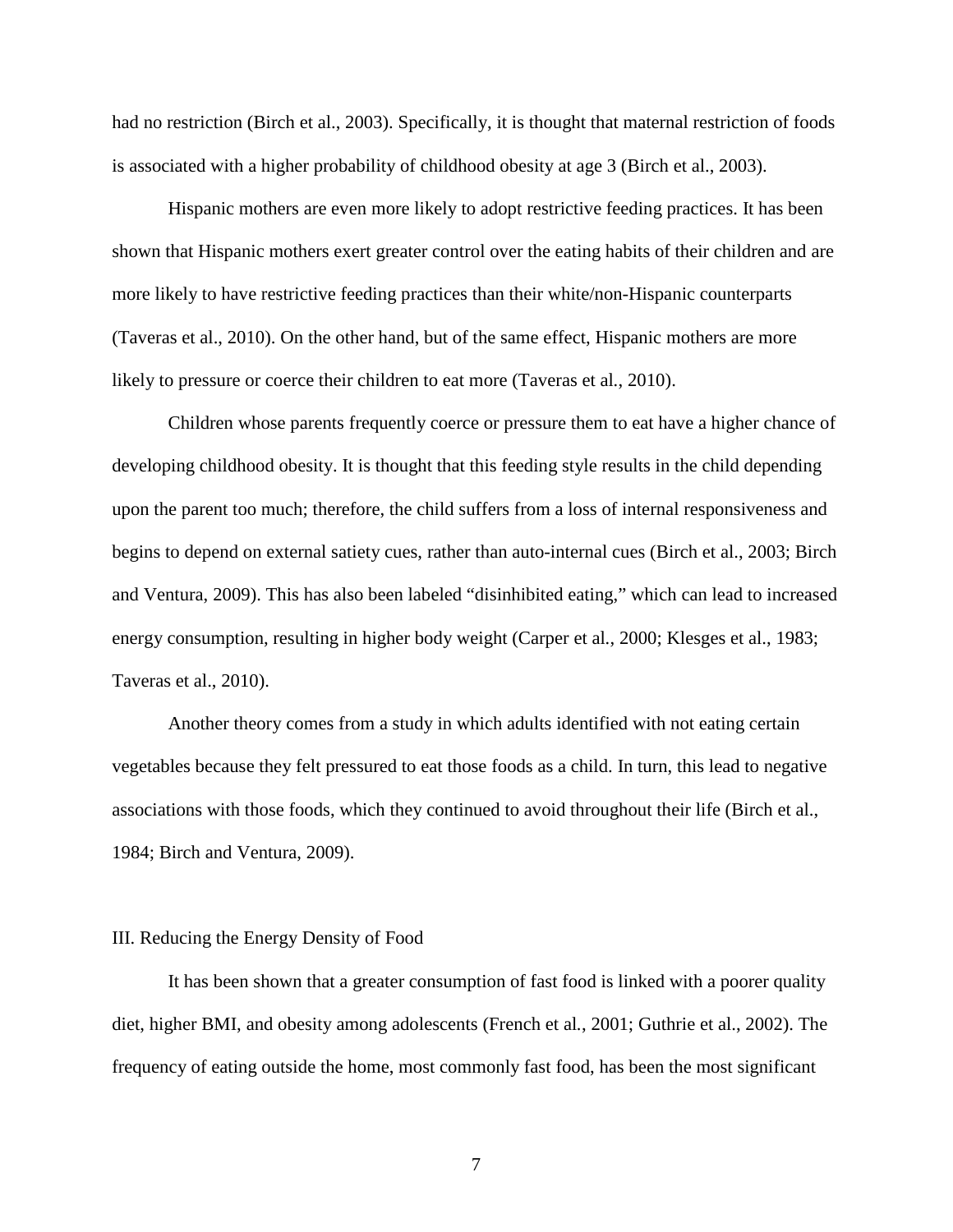had no restriction (Birch et al., 2003). Specifically, it is thought that maternal restriction of foods is associated with a higher probability of childhood obesity at age 3 (Birch et al., 2003).

Hispanic mothers are even more likely to adopt restrictive feeding practices. It has been shown that Hispanic mothers exert greater control over the eating habits of their children and are more likely to have restrictive feeding practices than their white/non-Hispanic counterparts (Taveras et al., 2010). On the other hand, but of the same effect, Hispanic mothers are more likely to pressure or coerce their children to eat more (Taveras et al., 2010).

Children whose parents frequently coerce or pressure them to eat have a higher chance of developing childhood obesity. It is thought that this feeding style results in the child depending upon the parent too much; therefore, the child suffers from a loss of internal responsiveness and begins to depend on external satiety cues, rather than auto-internal cues (Birch et al., 2003; Birch and Ventura, 2009). This has also been labeled "disinhibited eating," which can lead to increased energy consumption, resulting in higher body weight (Carper et al., 2000; Klesges et al., 1983; Taveras et al., 2010).

Another theory comes from a study in which adults identified with not eating certain vegetables because they felt pressured to eat those foods as a child. In turn, this lead to negative associations with those foods, which they continued to avoid throughout their life (Birch et al., 1984; Birch and Ventura, 2009).

## III. Reducing the Energy Density of Food

It has been shown that a greater consumption of fast food is linked with a poorer quality diet, higher BMI, and obesity among adolescents (French et al., 2001; Guthrie et al., 2002). The frequency of eating outside the home, most commonly fast food, has been the most significant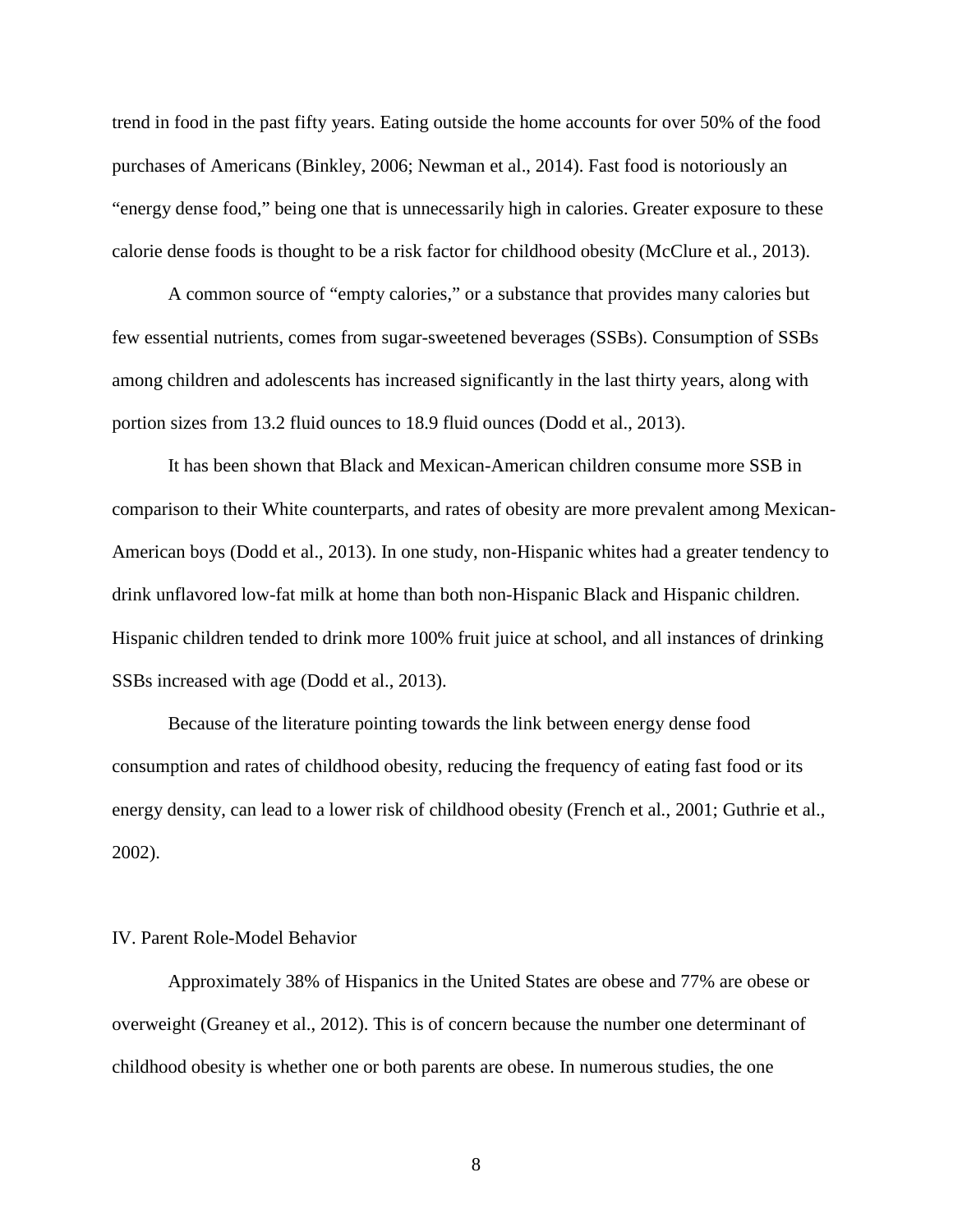trend in food in the past fifty years. Eating outside the home accounts for over 50% of the food purchases of Americans (Binkley, 2006; Newman et al., 2014). Fast food is notoriously an "energy dense food," being one that is unnecessarily high in calories. Greater exposure to these calorie dense foods is thought to be a risk factor for childhood obesity (McClure et al., 2013).

A common source of "empty calories," or a substance that provides many calories but few essential nutrients, comes from sugar-sweetened beverages (SSBs). Consumption of SSBs among children and adolescents has increased significantly in the last thirty years, along with portion sizes from 13.2 fluid ounces to 18.9 fluid ounces (Dodd et al., 2013).

It has been shown that Black and Mexican-American children consume more SSB in comparison to their White counterparts, and rates of obesity are more prevalent among Mexican-American boys (Dodd et al., 2013). In one study, non-Hispanic whites had a greater tendency to drink unflavored low-fat milk at home than both non-Hispanic Black and Hispanic children. Hispanic children tended to drink more 100% fruit juice at school, and all instances of drinking SSBs increased with age (Dodd et al., 2013).

Because of the literature pointing towards the link between energy dense food consumption and rates of childhood obesity, reducing the frequency of eating fast food or its energy density, can lead to a lower risk of childhood obesity (French et al., 2001; Guthrie et al., 2002).

## IV. Parent Role-Model Behavior

Approximately 38% of Hispanics in the United States are obese and 77% are obese or overweight (Greaney et al., 2012). This is of concern because the number one determinant of childhood obesity is whether one or both parents are obese. In numerous studies, the one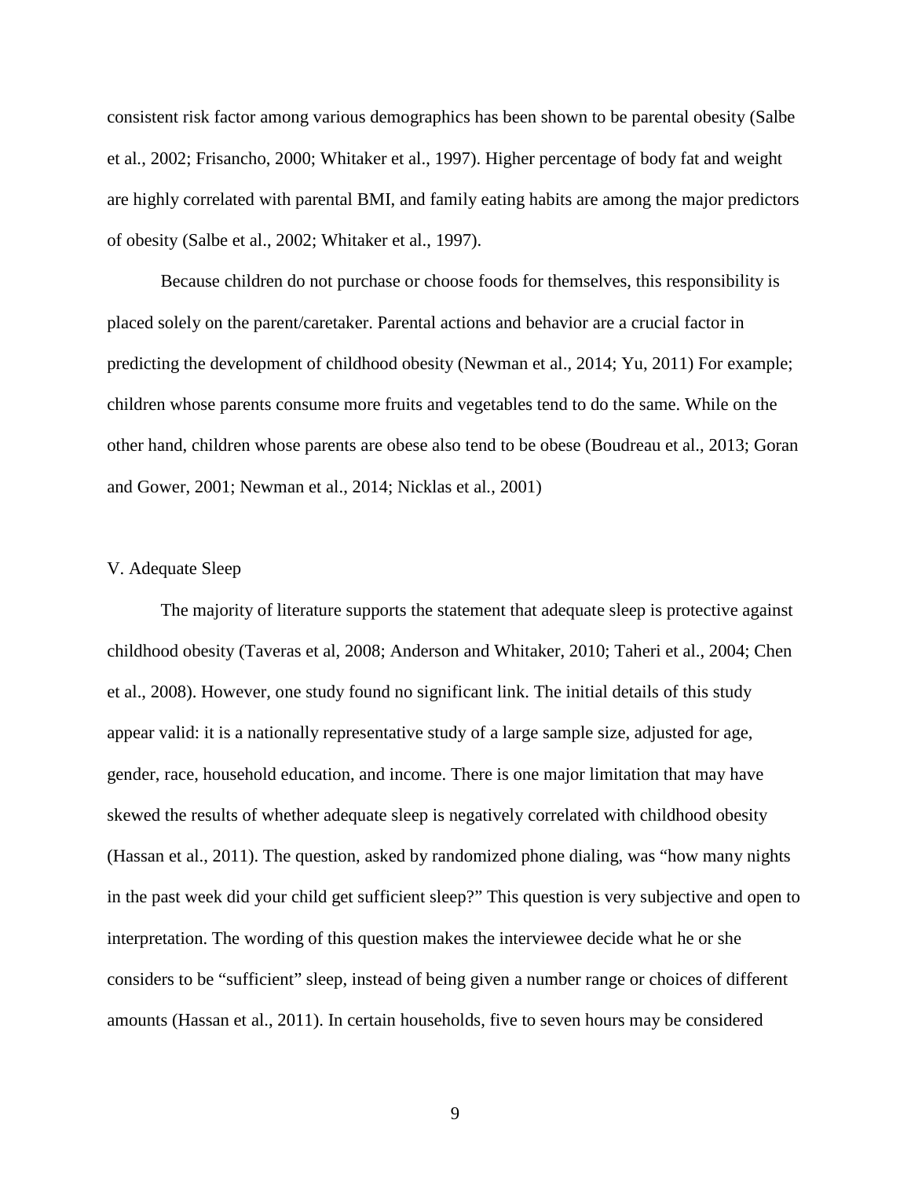consistent risk factor among various demographics has been shown to be parental obesity (Salbe et al., 2002; Frisancho, 2000; Whitaker et al., 1997). Higher percentage of body fat and weight are highly correlated with parental BMI, and family eating habits are among the major predictors of obesity (Salbe et al., 2002; Whitaker et al., 1997).

Because children do not purchase or choose foods for themselves, this responsibility is placed solely on the parent/caretaker. Parental actions and behavior are a crucial factor in predicting the development of childhood obesity (Newman et al., 2014; Yu, 2011) For example; children whose parents consume more fruits and vegetables tend to do the same. While on the other hand, children whose parents are obese also tend to be obese (Boudreau et al., 2013; Goran and Gower, 2001; Newman et al., 2014; Nicklas et al., 2001)

V. Adequate Sleep

The majority of literature supports the statement that adequate sleep is protective against childhood obesity (Taveras et al, 2008; Anderson and Whitaker, 2010; Taheri et al., 2004; Chen et al., 2008). However, one study found no significant link. The initial details of this study appear valid: it is a nationally representative study of a large sample size, adjusted for age, gender, race, household education, and income. There is one major limitation that may have skewed the results of whether adequate sleep is negatively correlated with childhood obesity (Hassan et al., 2011). The question, asked by randomized phone dialing, was "how many nights in the past week did your child get sufficient sleep?" This question is very subjective and open to interpretation. The wording of this question makes the interviewee decide what he or she considers to be "sufficient" sleep, instead of being given a number range or choices of different amounts (Hassan et al., 2011). In certain households, five to seven hours may be considered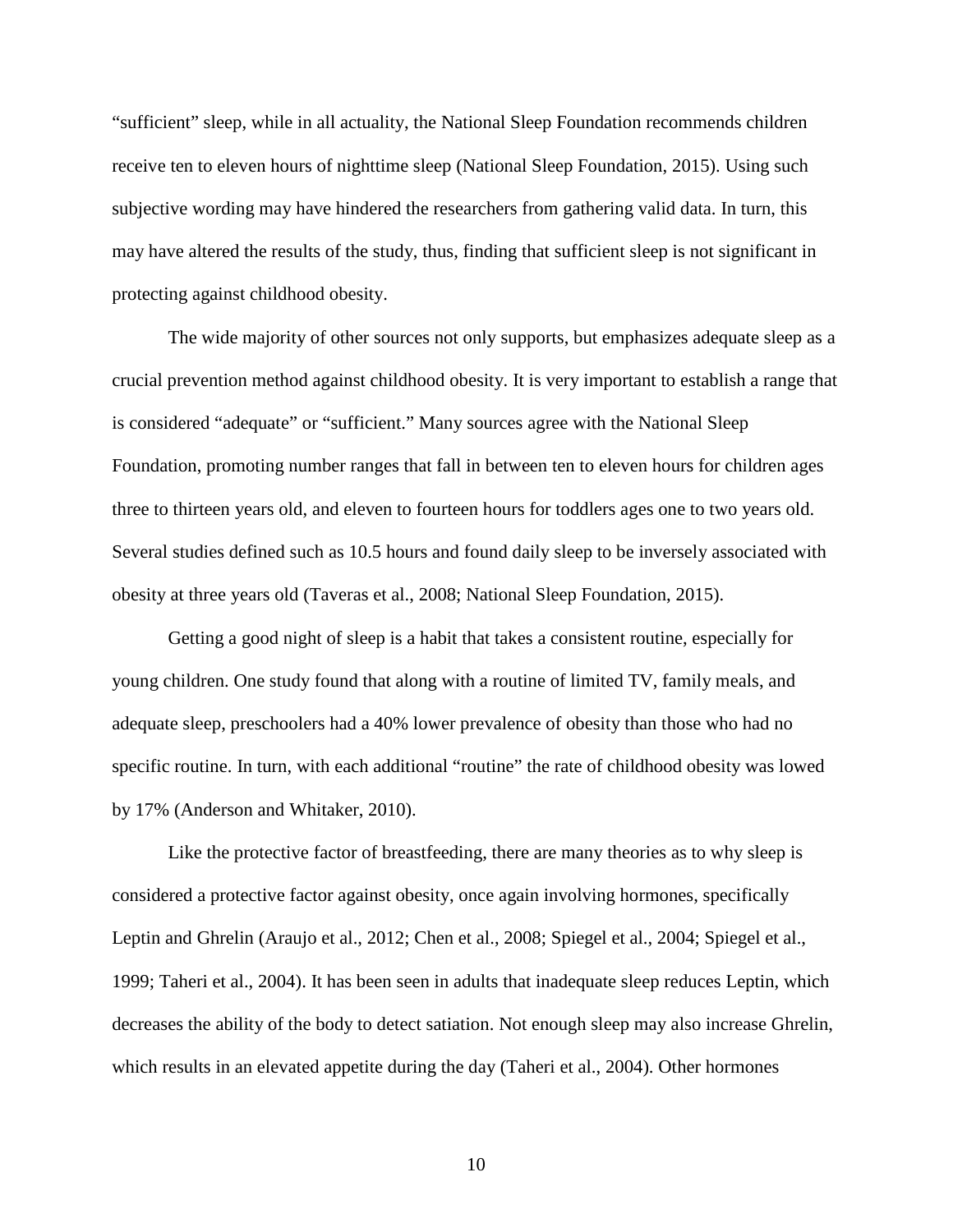"sufficient" sleep, while in all actuality, the National Sleep Foundation recommends children receive ten to eleven hours of nighttime sleep (National Sleep Foundation, 2015). Using such subjective wording may have hindered the researchers from gathering valid data. In turn, this may have altered the results of the study, thus, finding that sufficient sleep is not significant in protecting against childhood obesity.

The wide majority of other sources not only supports, but emphasizes adequate sleep as a crucial prevention method against childhood obesity. It is very important to establish a range that is considered "adequate" or "sufficient." Many sources agree with the National Sleep Foundation, promoting number ranges that fall in between ten to eleven hours for children ages three to thirteen years old, and eleven to fourteen hours for toddlers ages one to two years old. Several studies defined such as 10.5 hours and found daily sleep to be inversely associated with obesity at three years old (Taveras et al., 2008; National Sleep Foundation, 2015).

Getting a good night of sleep is a habit that takes a consistent routine, especially for young children. One study found that along with a routine of limited TV, family meals, and adequate sleep, preschoolers had a 40% lower prevalence of obesity than those who had no specific routine. In turn, with each additional "routine" the rate of childhood obesity was lowed by 17% (Anderson and Whitaker, 2010).

Like the protective factor of breastfeeding, there are many theories as to why sleep is considered a protective factor against obesity, once again involving hormones, specifically Leptin and Ghrelin (Araujo et al., 2012; Chen et al., 2008; Spiegel et al., 2004; Spiegel et al., 1999; Taheri et al., 2004). It has been seen in adults that inadequate sleep reduces Leptin, which decreases the ability of the body to detect satiation. Not enough sleep may also increase Ghrelin, which results in an elevated appetite during the day (Taheri et al., 2004). Other hormones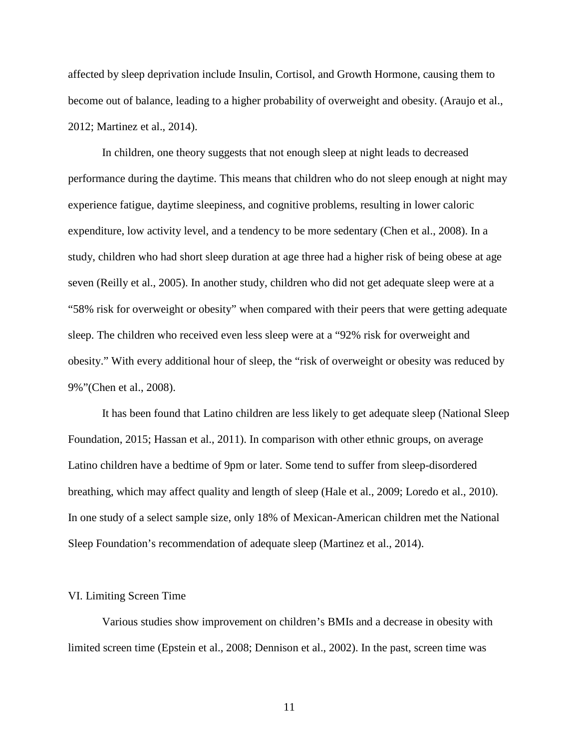affected by sleep deprivation include Insulin, Cortisol, and Growth Hormone, causing them to become out of balance, leading to a higher probability of overweight and obesity. (Araujo et al., 2012; Martinez et al., 2014).

In children, one theory suggests that not enough sleep at night leads to decreased performance during the daytime. This means that children who do not sleep enough at night may experience fatigue, daytime sleepiness, and cognitive problems, resulting in lower caloric expenditure, low activity level, and a tendency to be more sedentary (Chen et al., 2008). In a study, children who had short sleep duration at age three had a higher risk of being obese at age seven (Reilly et al., 2005). In another study, children who did not get adequate sleep were at a "58% risk for overweight or obesity" when compared with their peers that were getting adequate sleep. The children who received even less sleep were at a "92% risk for overweight and obesity." With every additional hour of sleep, the "risk of overweight or obesity was reduced by 9%"(Chen et al., 2008).

It has been found that Latino children are less likely to get adequate sleep (National Sleep Foundation, 2015; Hassan et al., 2011). In comparison with other ethnic groups, on average Latino children have a bedtime of 9pm or later. Some tend to suffer from sleep-disordered breathing, which may affect quality and length of sleep (Hale et al., 2009; Loredo et al., 2010). In one study of a select sample size, only 18% of Mexican-American children met the National Sleep Foundation's recommendation of adequate sleep (Martinez et al., 2014).

## VI. Limiting Screen Time

Various studies show improvement on children's BMIs and a decrease in obesity with limited screen time (Epstein et al., 2008; Dennison et al., 2002). In the past, screen time was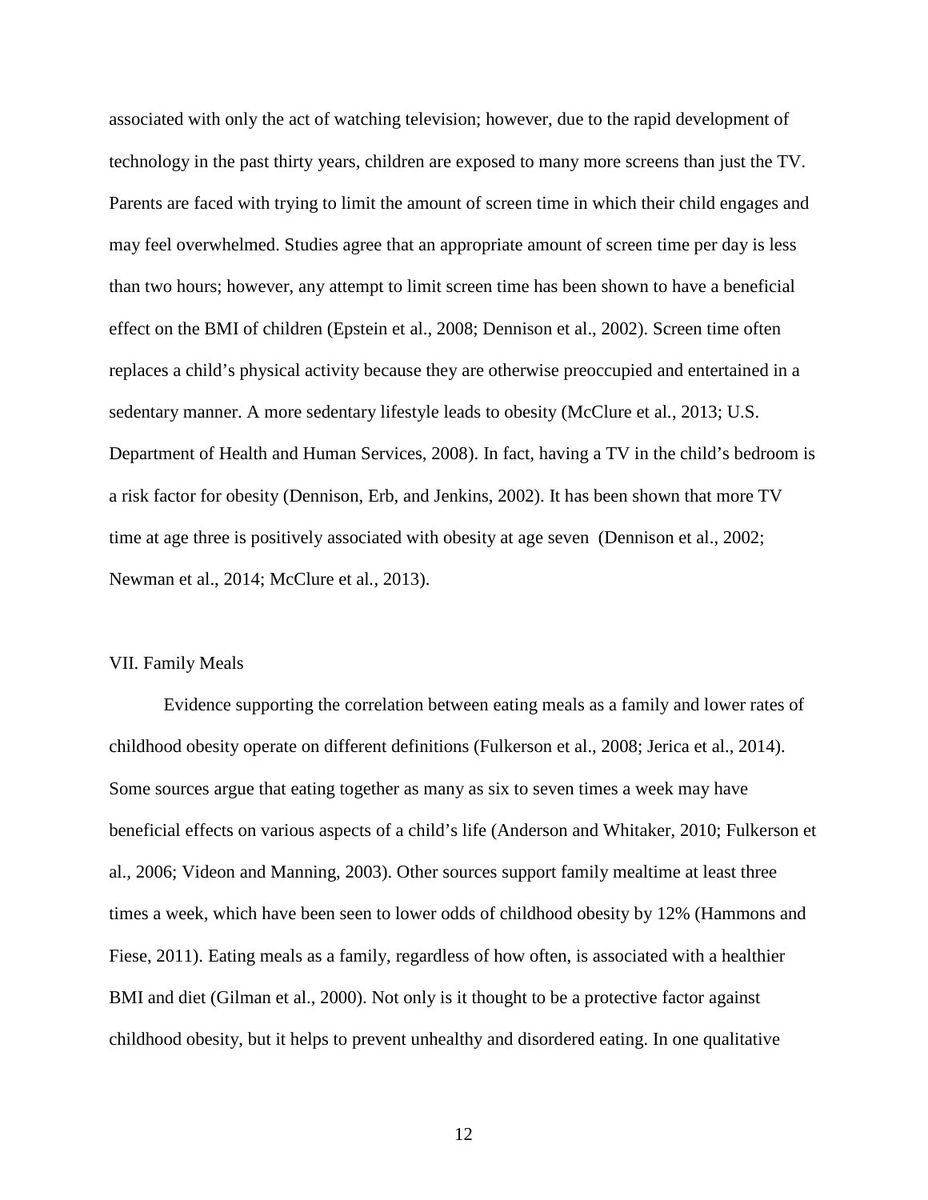associated with only the act of watching television; however, due to the rapid development of technology in the past thirty years, children are exposed to many more screens than just the TV. Parents are faced with trying to limit the amount of screen time in which their child engages and may feel overwhelmed. Studies agree that an appropriate amount of screen time per day is less than two hours; however, any attempt to limit screen time has been shown to have a beneficial effect on the BMI of children (Epstein et al., 2008; Dennison et al., 2002). Screen time often replaces a child's physical activity because they are otherwise preoccupied and entertained in a sedentary manner. A more sedentary lifestyle leads to obesity (McClure et al., 2013; U.S. Department of Health and Human Services, 2008). In fact, having a TV in the child's bedroom is a risk factor for obesity (Dennison, Erb, and Jenkins, 2002). It has been shown that more TV time at age three is positively associated with obesity at age seven (Dennison et al., 2002; Newman et al., 2014; McClure et al., 2013).

## VII. Family Meals

Evidence supporting the correlation between eating meals as a family and lower rates of childhood obesity operate on different definitions (Fulkerson et al., 2008; Jerica et al., 2014). Some sources argue that eating together as many as six to seven times a week may have beneficial effects on various aspects of a child's life (Anderson and Whitaker, 2010; Fulkerson et al., 2006; Videon and Manning, 2003). Other sources support family mealtime at least three times a week, which have been seen to lower odds of childhood obesity by 12% (Hammons and Fiese, 2011). Eating meals as a family, regardless of how often, is associated with a healthier BMI and diet (Gilman et al., 2000). Not only is it thought to be a protective factor against childhood obesity, but it helps to prevent unhealthy and disordered eating. In one qualitative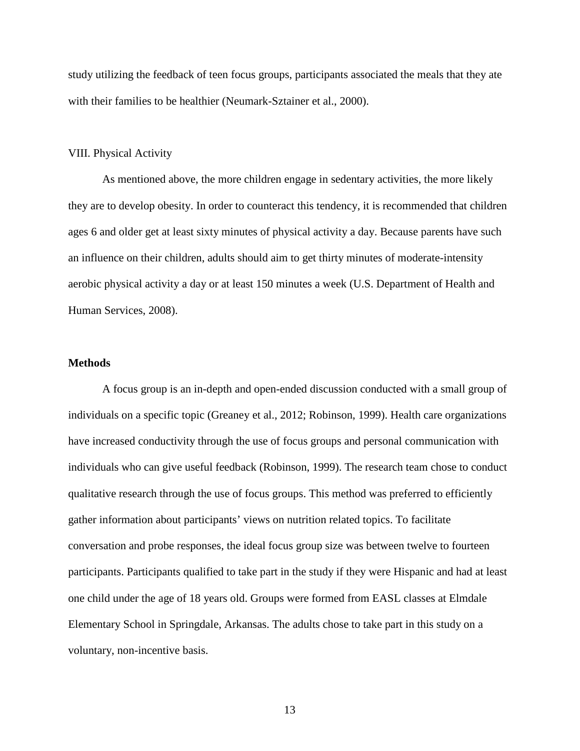study utilizing the feedback of teen focus groups, participants associated the meals that they ate with their families to be healthier (Neumark-Sztainer et al., 2000).

VIII. Physical Activity

As mentioned above, the more children engage in sedentary activities, the more likely they are to develop obesity. In order to counteract this tendency, it is recommended that children ages 6 and older get at least sixty minutes of physical activity a day. Because parents have such an influence on their children, adults should aim to get thirty minutes of moderate-intensity aerobic physical activity a day or at least 150 minutes a week (U.S. Department of Health and Human Services, 2008).

## Methods

A focus group is an in-depth and open-ended discussion conducted with a small group of individuals on a specific topic (Greaney et al., 2012; Robinson, 1999). Health care organizations have increased conductivity through the use of focus groups and personal communication with individuals who can give useful feedback (Robinson, 1999). The research team chose to conduct qualitative research through the use of focus groups. This method was preferred to efficiently gather information about participants' views on nutrition related topics. To facilitate conversation and probe responses, the ideal focus group size was between twelve to fourteen participants. Participants qualified to take part in the study if they were Hispanic and had at least one child under the age of 18 years old. Groups were formed from EASL classes at Elmdale Elementary School in Springdale, Arkansas. The adults chose to take part in this study on a voluntary, non-incentive basis.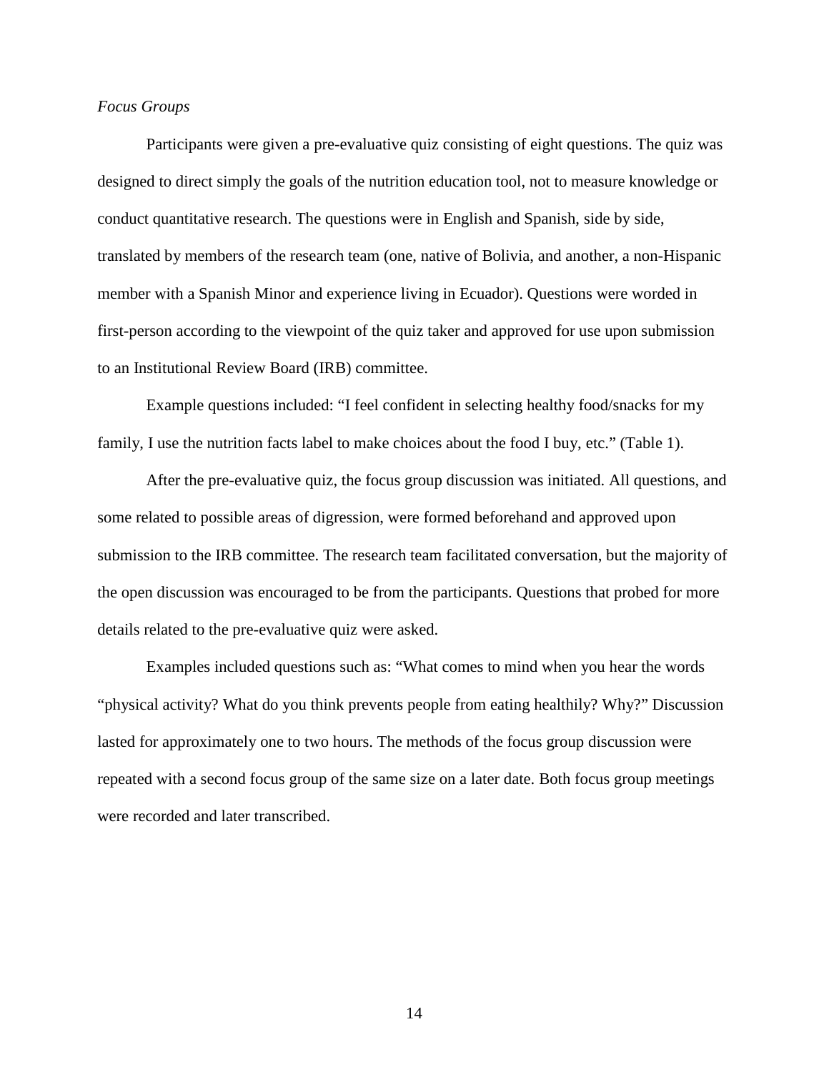*Focus Groups*

Participants were given a pre-evaluative quiz consisting of eight questions. The quiz was designed to direct simply the goals of the nutrition education tool, not to measure knowledge or conduct quantitative research. The questions were in English and Spanish, side by side, translated by members of the research team (one, native of Bolivia, and another, a non-Hispanic member with a Spanish Minor and experience living in Ecuador). Questions were worded in first-person according to the viewpoint of the quiz taker and approved for use upon submission to an Institutional Review Board (IRB) committee.

Example questions included: "I feel confident in selecting healthy food/snacks for my family, I use the nutrition facts label to make choices about the food I buy, etc." (Table 1).

After the pre-evaluative quiz, the focus group discussion was initiated. All questions, and some related to possible areas of digression, were formed beforehand and approved upon submission to the IRB committee. The research team facilitated conversation, but the majority of the open discussion was encouraged to be from the participants. Questions that probed for more details related to the pre-evaluative quiz were asked.

Examples included questions such as: "What comes to mind when you hear the words "physical activity? What do you think prevents people from eating healthily? Why?" Discussion lasted for approximately one to two hours. The methods of the focus group discussion were repeated with a second focus group of the same size on a later date. Both focus group meetings were recorded and later transcribed.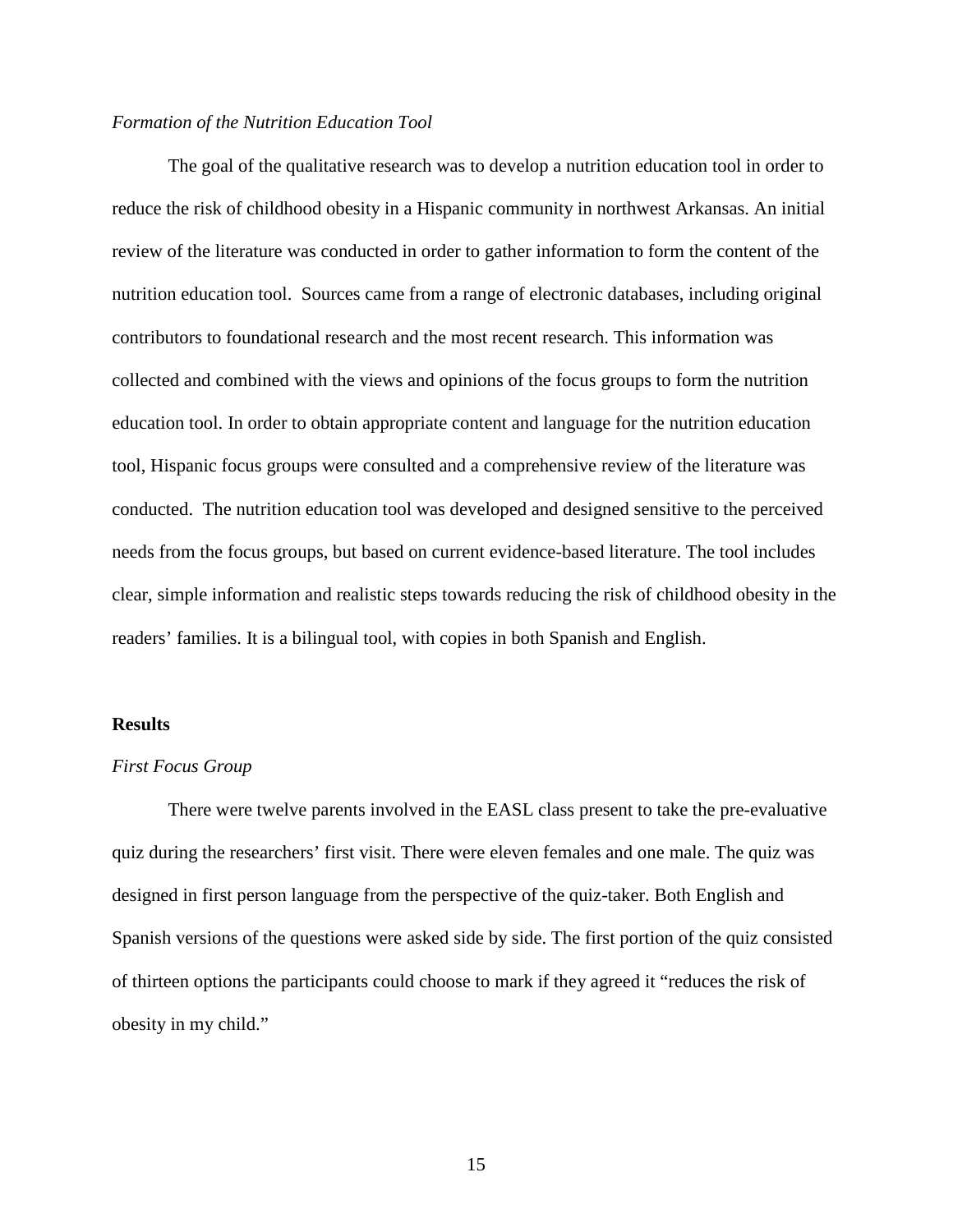*Formation of the Nutrition Education Tool*

The goal of the qualitative research was to develop a nutrition education tool in order to reduce the risk of childhood obesity in a Hispanic community in northwest Arkansas. An initial review of the literature was conducted in order to gather information to form the content of the nutrition education tool. Sources came from a range of electronic databases, including original contributors to foundational research and the most recent research. This information was collected and combined with the views and opinions of the focus groups to form the nutrition education tool. In order to obtain appropriate content and language for the nutrition education tool, Hispanic focus groups were consulted and a comprehensive review of the literature was conducted. The nutrition education tool was developed and designed sensitive to the perceived needs from the focus groups, but based on current evidence-based literature. The tool includes clear, simple information and realistic steps towards reducing the risk of childhood obesity in the readers' families. It is a bilingual tool, with copies in both Spanish and English.

## Results

*First Focus Group*

There were twelve parents involved in the EASL class present to take the pre-evaluative quiz during the researchers' first visit. There were eleven females and one male. The quiz was designed in first person language from the perspective of the quiz-taker. Both English and Spanish versions of the questions were asked side by side. The first portion of the quiz consisted of thirteen options the participants could choose to mark if they agreed it "reduces the risk of obesity in my child."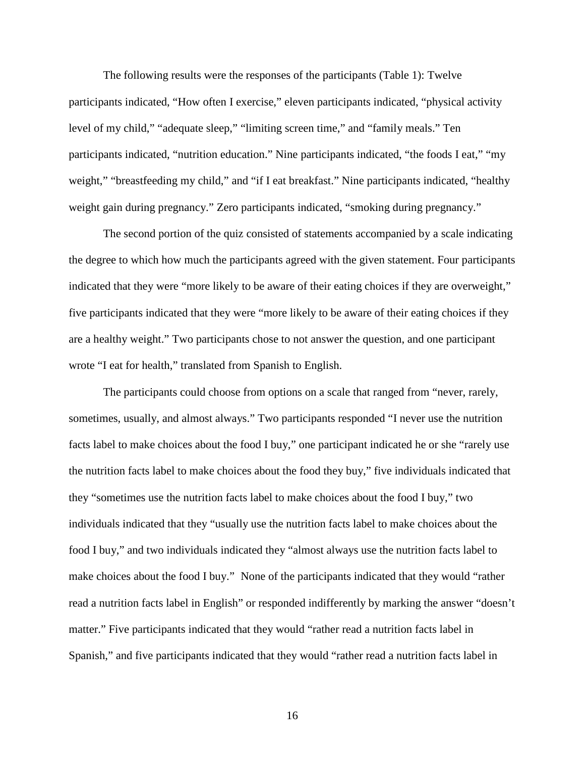The following results were the responses of the participants (Table 1): Twelve participants indicated, "How often I exercise," eleven participants indicated, "physical activity level of my child," "adequate sleep," "limiting screen time," and "family meals." Ten participants indicated, "nutrition education." Nine participants indicated, "the foods I eat," "my weight," "breastfeeding my child," and "if I eat breakfast." Nine participants indicated, "healthy weight gain during pregnancy." Zero participants indicated, "smoking during pregnancy."

The second portion of the quiz consisted of statements accompanied by a scale indicating the degree to which how much the participants agreed with the given statement. Four participants indicated that they were "more likely to be aware of their eating choices if they are overweight," five participants indicated that they were "more likely to be aware of their eating choices if they are a healthy weight." Two participants chose to not answer the question, and one participant wrote "I eat for health," translated from Spanish to English.

The participants could choose from options on a scale that ranged from "never, rarely, sometimes, usually, and almost always." Two participants responded "I never use the nutrition facts label to make choices about the food I buy," one participant indicated he or she "rarely use the nutrition facts label to make choices about the food they buy," five individuals indicated that they "sometimes use the nutrition facts label to make choices about the food I buy," two individuals indicated that they "usually use the nutrition facts label to make choices about the food I buy," and two individuals indicated they "almost always use the nutrition facts label to make choices about the food I buy." None of the participants indicated that they would "rather read a nutrition facts label in English" or responded indifferently by marking the answer "doesn't matter." Five participants indicated that they would "rather read a nutrition facts label in Spanish," and five participants indicated that they would "rather read a nutrition facts label in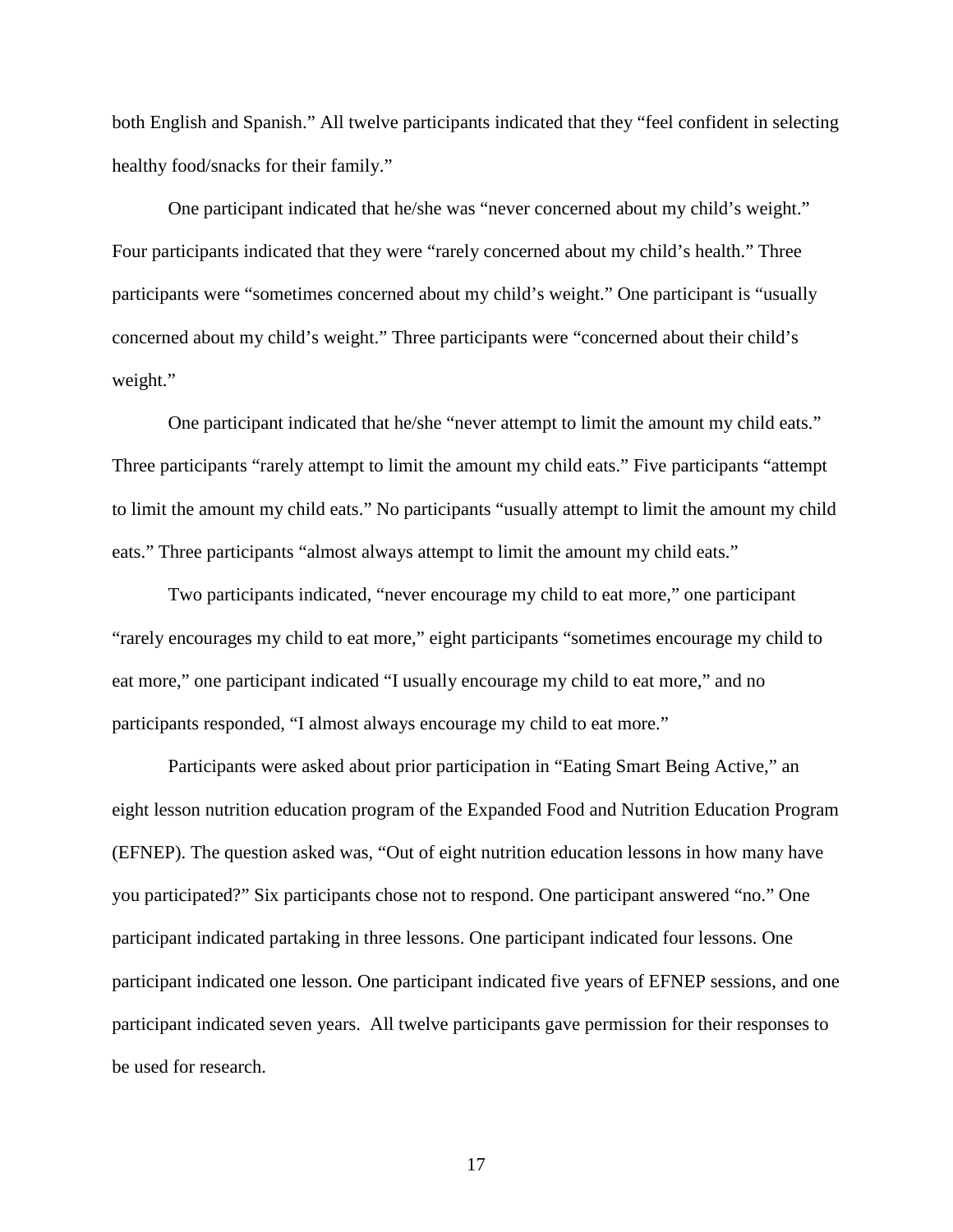both English and Spanish." All twelve participants indicated that they "feel confident in selecting healthy food/snacks for their family."

One participant indicated that he/she was "never concerned about my child's weight." Four participants indicated that they were "rarely concerned about my child's health." Three participants were "sometimes concerned about my child's weight." One participant is "usually concerned about my child's weight." Three participants were "concerned about their child's weight."

One participant indicated that he/she "never attempt to limit the amount my child eats." Three participants "rarely attempt to limit the amount my child eats." Five participants "attempt to limit the amount my child eats." No participants "usually attempt to limit the amount my child eats." Three participants "almost always attempt to limit the amount my child eats."

Two participants indicated, "never encourage my child to eat more," one participant "rarely encourages my child to eat more," eight participants "sometimes encourage my child to eat more," one participant indicated "I usually encourage my child to eat more," and no participants responded, "I almost always encourage my child to eat more."

Participants were asked about prior participation in "Eating Smart Being Active," an eight lesson nutrition education program of the Expanded Food and Nutrition Education Program (EFNEP). The question asked was, "Out of eight nutrition education lessons in how many have you participated?" Six participants chose not to respond. One participant answered "no." One participant indicated partaking in three lessons. One participant indicated four lessons. One participant indicated one lesson. One participant indicated five years of EFNEP sessions, and one participant indicated seven years. All twelve participants gave permission for their responses to be used for research.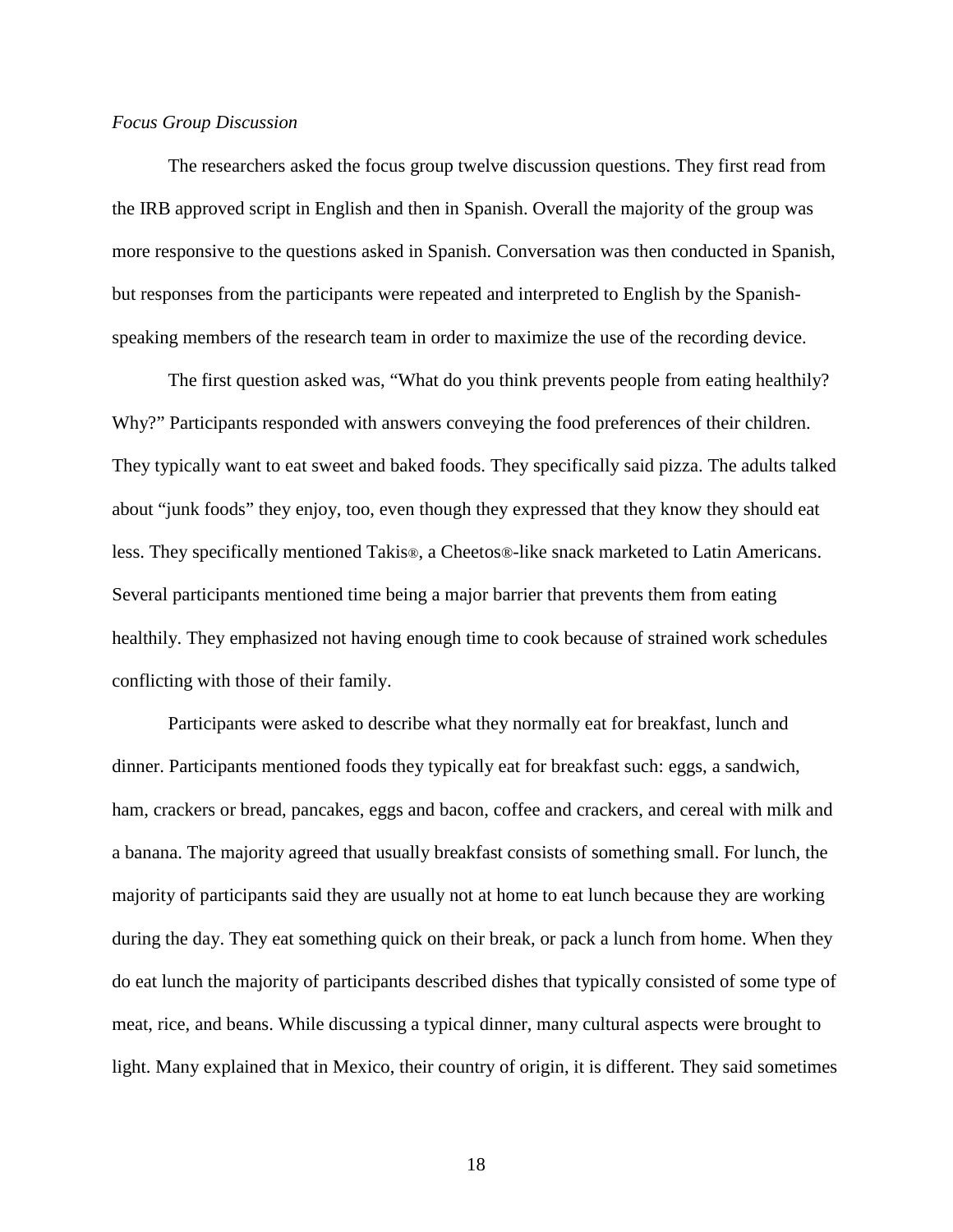*Focus Group Discussion*

The researchers asked the focus group twelve discussion questions. They first read from the IRB approved script in English and then in Spanish. Overall the majority of the group was more responsive to the questions asked in Spanish. Conversation was then conducted in Spanish, but responses from the participants were repeated and interpreted to English by the Spanish-speaking members of the research team in order to maximize the use of the recording device.

The first question asked was, "What do you think prevents people from eating healthily? Why?" Participants responded with answers conveying the food preferences of their children. They typically want to eat sweet and baked foods. They specifically said pizza. The adults talked about "junk foods" they enjoy, too, even though they expressed that they know they should eat less. They specifically mentioned Takis®, a Cheetos®-like snack marketed to Latin Americans. Several participants mentioned time being a major barrier that prevents them from eating healthily. They emphasized not having enough time to cook because of strained work schedules conflicting with those of their family.

Participants were asked to describe what they normally eat for breakfast, lunch and dinner. Participants mentioned foods they typically eat for breakfast such: eggs, a sandwich, ham, crackers or bread, pancakes, eggs and bacon, coffee and crackers, and cereal with milk and a banana. The majority agreed that usually breakfast consists of something small. For lunch, the majority of participants said they are usually not at home to eat lunch because they are working during the day. They eat something quick on their break, or pack a lunch from home. When they do eat lunch the majority of participants described dishes that typically consisted of some type of meat, rice, and beans. While discussing a typical dinner, many cultural aspects were brought to light. Many explained that in Mexico, their country of origin, it is different. They said sometimes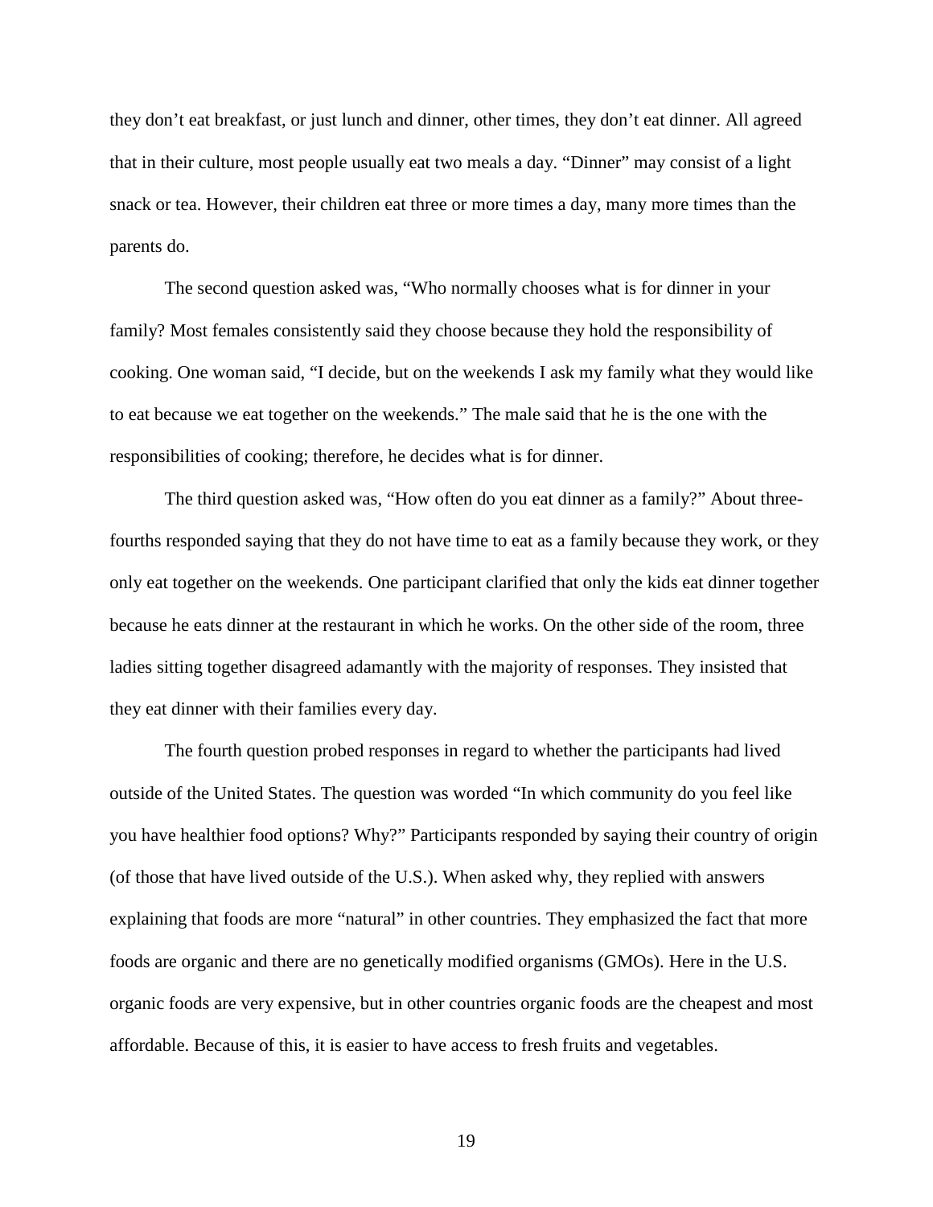they don't eat breakfast, or just lunch and dinner, other times, they don't eat dinner. All agreed that in their culture, most people usually eat two meals a day. "Dinner" may consist of a light snack or tea. However, their children eat three or more times a day, many more times than the parents do.

The second question asked was, "Who normally chooses what is for dinner in your family? Most females consistently said they choose because they hold the responsibility of cooking. One woman said, "I decide, but on the weekends I ask my family what they would like to eat because we eat together on the weekends." The male said that he is the one with the responsibilities of cooking; therefore, he decides what is for dinner.

The third question asked was, "How often do you eat dinner as a family?" About three-fourths responded saying that they do not have time to eat as a family because they work, or they only eat together on the weekends. One participant clarified that only the kids eat dinner together because he eats dinner at the restaurant in which he works. On the other side of the room, three ladies sitting together disagreed adamantly with the majority of responses. They insisted that they eat dinner with their families every day.

The fourth question probed responses in regard to whether the participants had lived outside of the United States. The question was worded "In which community do you feel like you have healthier food options? Why?" Participants responded by saying their country of origin (of those that have lived outside of the U.S.). When asked why, they replied with answers explaining that foods are more "natural" in other countries. They emphasized the fact that more foods are organic and there are no genetically modified organisms (GMOs). Here in the U.S. organic foods are very expensive, but in other countries organic foods are the cheapest and most affordable. Because of this, it is easier to have access to fresh fruits and vegetables.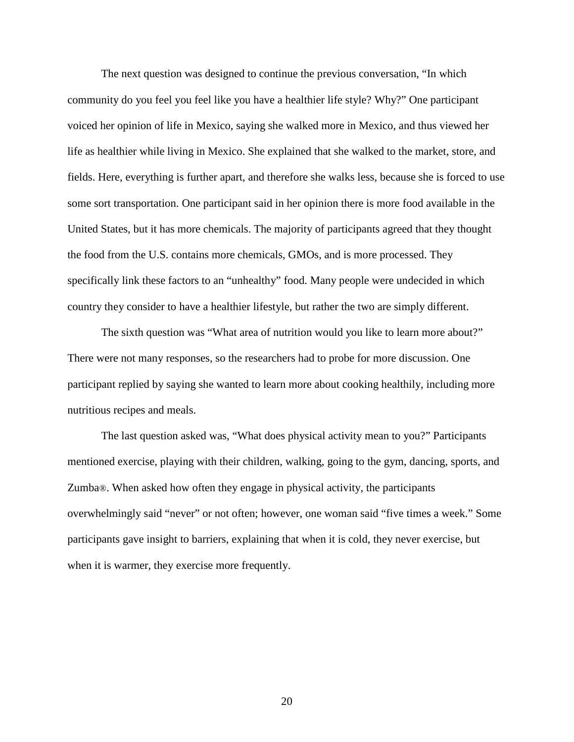The next question was designed to continue the previous conversation, “In which community do you feel you feel like you have a healthier life style? Why?” One participant voiced her opinion of life in Mexico, saying she walked more in Mexico, and thus viewed her life as healthier while living in Mexico. She explained that she walked to the market, store, and fields. Here, everything is further apart, and therefore she walks less, because she is forced to use some sort transportation. One participant said in her opinion there is more food available in the United States, but it has more chemicals. The majority of participants agreed that they thought the food from the U.S. contains more chemicals, GMOs, and is more processed. They specifically link these factors to an “unhealthy” food. Many people were undecided in which country they consider to have a healthier lifestyle, but rather the two are simply different.

The sixth question was “What area of nutrition would you like to learn more about?” There were not many responses, so the researchers had to probe for more discussion. One participant replied by saying she wanted to learn more about cooking healthily, including more nutritious recipes and meals.

The last question asked was, “What does physical activity mean to you?” Participants mentioned exercise, playing with their children, walking, going to the gym, dancing, sports, and Zumba®. When asked how often they engage in physical activity, the participants overwhelmingly said “never” or not often; however, one woman said “five times a week.” Some participants gave insight to barriers, explaining that when it is cold, they never exercise, but when it is warmer, they exercise more frequently.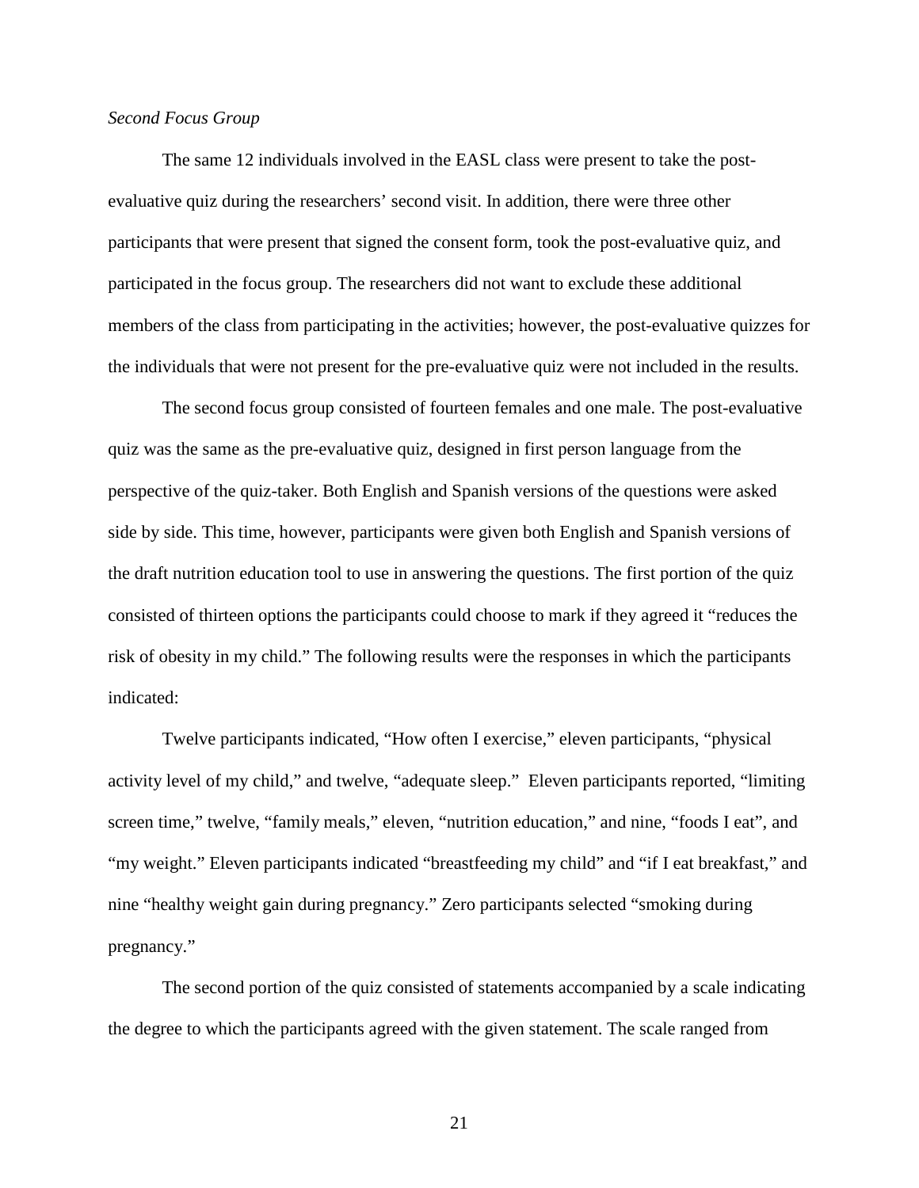*Second Focus Group*

The same 12 individuals involved in the EASL class were present to take the post-evaluative quiz during the researchers' second visit. In addition, there were three other participants that were present that signed the consent form, took the post-evaluative quiz, and participated in the focus group. The researchers did not want to exclude these additional members of the class from participating in the activities; however, the post-evaluative quizzes for the individuals that were not present for the pre-evaluative quiz were not included in the results.

The second focus group consisted of fourteen females and one male. The post-evaluative quiz was the same as the pre-evaluative quiz, designed in first person language from the perspective of the quiz-taker. Both English and Spanish versions of the questions were asked side by side. This time, however, participants were given both English and Spanish versions of the draft nutrition education tool to use in answering the questions. The first portion of the quiz consisted of thirteen options the participants could choose to mark if they agreed it "reduces the risk of obesity in my child." The following results were the responses in which the participants indicated:

Twelve participants indicated, "How often I exercise," eleven participants, "physical activity level of my child," and twelve, "adequate sleep." Eleven participants reported, "limiting screen time," twelve, "family meals," eleven, "nutrition education," and nine, "foods I eat", and "my weight." Eleven participants indicated "breastfeeding my child" and "if I eat breakfast," and nine "healthy weight gain during pregnancy." Zero participants selected "smoking during pregnancy."

The second portion of the quiz consisted of statements accompanied by a scale indicating the degree to which the participants agreed with the given statement. The scale ranged from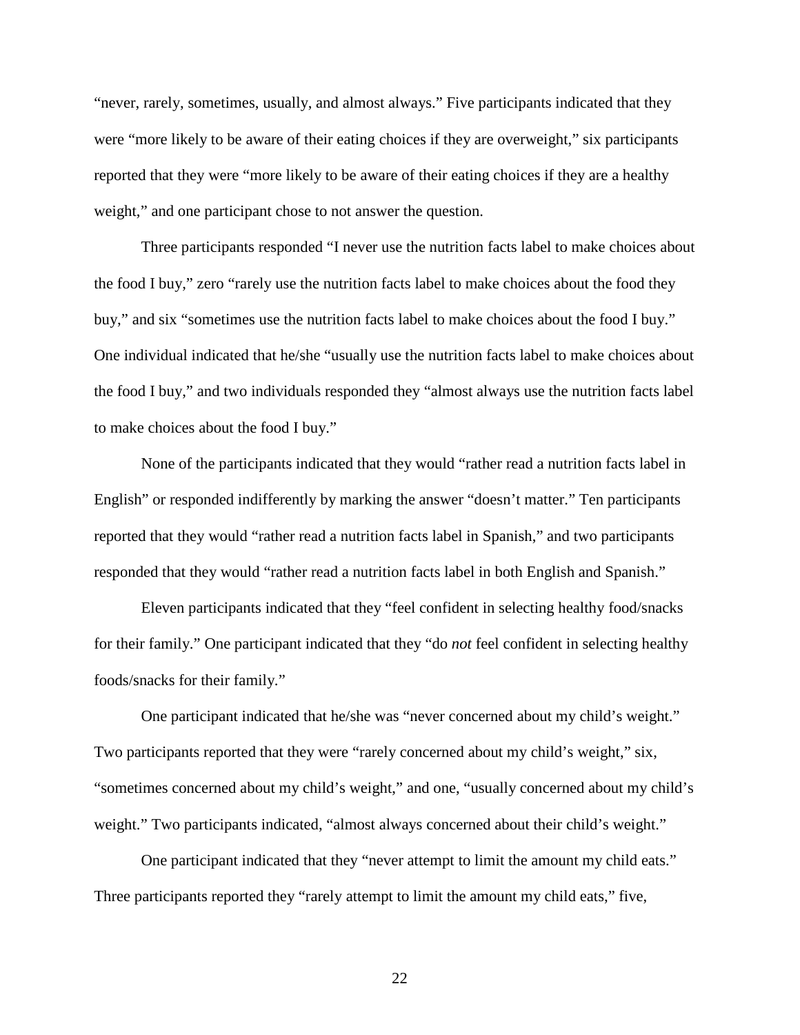"never, rarely, sometimes, usually, and almost always." Five participants indicated that they were "more likely to be aware of their eating choices if they are overweight," six participants reported that they were "more likely to be aware of their eating choices if they are a healthy weight," and one participant chose to not answer the question.

Three participants responded "I never use the nutrition facts label to make choices about the food I buy," zero "rarely use the nutrition facts label to make choices about the food they buy," and six "sometimes use the nutrition facts label to make choices about the food I buy." One individual indicated that he/she "usually use the nutrition facts label to make choices about the food I buy," and two individuals responded they "almost always use the nutrition facts label to make choices about the food I buy."

None of the participants indicated that they would "rather read a nutrition facts label in English" or responded indifferently by marking the answer "doesn't matter." Ten participants reported that they would "rather read a nutrition facts label in Spanish," and two participants responded that they would "rather read a nutrition facts label in both English and Spanish."

Eleven participants indicated that they "feel confident in selecting healthy food/snacks for their family." One participant indicated that they "do *not* feel confident in selecting healthy foods/snacks for their family."

One participant indicated that he/she was "never concerned about my child's weight." Two participants reported that they were "rarely concerned about my child's weight," six, "sometimes concerned about my child's weight," and one, "usually concerned about my child's weight." Two participants indicated, "almost always concerned about their child's weight."

One participant indicated that they "never attempt to limit the amount my child eats." Three participants reported they "rarely attempt to limit the amount my child eats," five,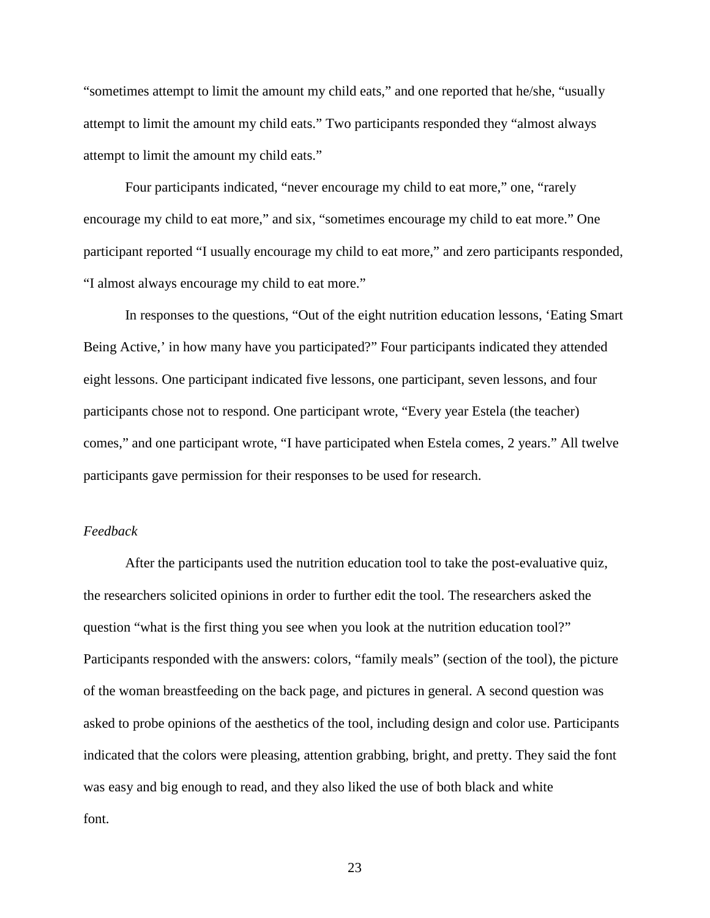"sometimes attempt to limit the amount my child eats," and one reported that he/she, "usually attempt to limit the amount my child eats." Two participants responded they "almost always attempt to limit the amount my child eats."

Four participants indicated, "never encourage my child to eat more," one, "rarely encourage my child to eat more," and six, "sometimes encourage my child to eat more." One participant reported "I usually encourage my child to eat more," and zero participants responded, "I almost always encourage my child to eat more."

In responses to the questions, "Out of the eight nutrition education lessons, 'Eating Smart Being Active,' in how many have you participated?" Four participants indicated they attended eight lessons. One participant indicated five lessons, one participant, seven lessons, and four participants chose not to respond. One participant wrote, "Every year Estela (the teacher) comes," and one participant wrote, "I have participated when Estela comes, 2 years." All twelve participants gave permission for their responses to be used for research.

*Feedback*

After the participants used the nutrition education tool to take the post-evaluative quiz, the researchers solicited opinions in order to further edit the tool. The researchers asked the question "what is the first thing you see when you look at the nutrition education tool?" Participants responded with the answers: colors, "family meals" (section of the tool), the picture of the woman breastfeeding on the back page, and pictures in general. A second question was asked to probe opinions of the aesthetics of the tool, including design and color use. Participants indicated that the colors were pleasing, attention grabbing, bright, and pretty. They said the font was easy and big enough to read, and they also liked the use of both black and white font.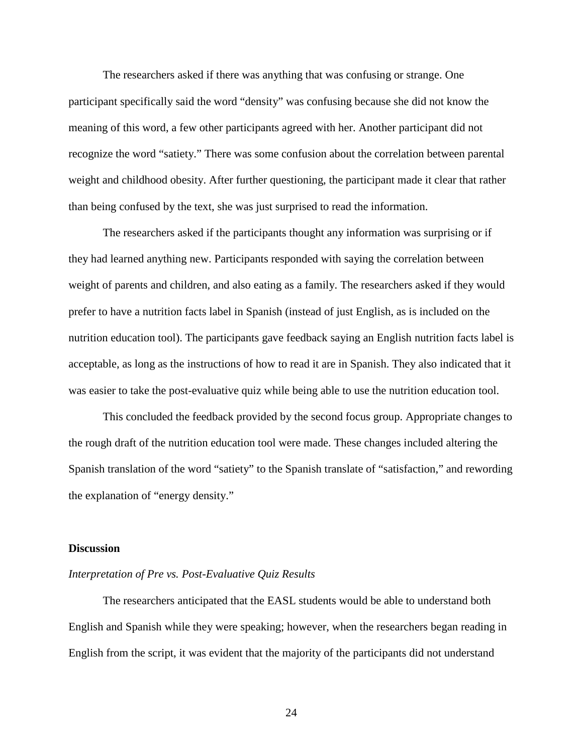The researchers asked if there was anything that was confusing or strange. One participant specifically said the word "density" was confusing because she did not know the meaning of this word, a few other participants agreed with her. Another participant did not recognize the word "satiety." There was some confusion about the correlation between parental weight and childhood obesity. After further questioning, the participant made it clear that rather than being confused by the text, she was just surprised to read the information.

The researchers asked if the participants thought any information was surprising or if they had learned anything new. Participants responded with saying the correlation between weight of parents and children, and also eating as a family. The researchers asked if they would prefer to have a nutrition facts label in Spanish (instead of just English, as is included on the nutrition education tool). The participants gave feedback saying an English nutrition facts label is acceptable, as long as the instructions of how to read it are in Spanish. They also indicated that it was easier to take the post-evaluative quiz while being able to use the nutrition education tool.

This concluded the feedback provided by the second focus group. Appropriate changes to the rough draft of the nutrition education tool were made. These changes included altering the Spanish translation of the word "satiety" to the Spanish translate of "satisfaction," and rewording the explanation of "energy density."

## Discussion

### *Interpretation of Pre vs. Post-Evaluative Quiz Results*

The researchers anticipated that the EASL students would be able to understand both English and Spanish while they were speaking; however, when the researchers began reading in English from the script, it was evident that the majority of the participants did not understand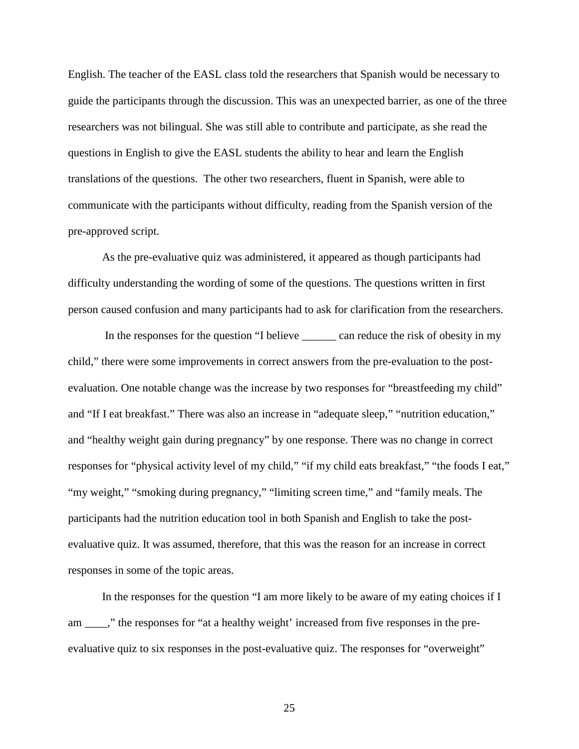English. The teacher of the EASL class told the researchers that Spanish would be necessary to guide the participants through the discussion. This was an unexpected barrier, as one of the three researchers was not bilingual. She was still able to contribute and participate, as she read the questions in English to give the EASL students the ability to hear and learn the English translations of the questions. The other two researchers, fluent in Spanish, were able to communicate with the participants without difficulty, reading from the Spanish version of the pre-approved script.

As the pre-evaluative quiz was administered, it appeared as though participants had difficulty understanding the wording of some of the questions. The questions written in first person caused confusion and many participants had to ask for clarification from the researchers.

In the responses for the question "I believe ______ can reduce the risk of obesity in my child," there were some improvements in correct answers from the pre-evaluation to the post-evaluation. One notable change was the increase by two responses for "breastfeeding my child" and "If I eat breakfast." There was also an increase in "adequate sleep," "nutrition education," and "healthy weight gain during pregnancy" by one response. There was no change in correct responses for "physical activity level of my child," "if my child eats breakfast," "the foods I eat," "my weight," "smoking during pregnancy," "limiting screen time," and "family meals. The participants had the nutrition education tool in both Spanish and English to take the post-evaluative quiz. It was assumed, therefore, that this was the reason for an increase in correct responses in some of the topic areas.

In the responses for the question "I am more likely to be aware of my eating choices if I am ____," the responses for "at a healthy weight' increased from five responses in the pre-evaluative quiz to six responses in the post-evaluative quiz. The responses for "overweight"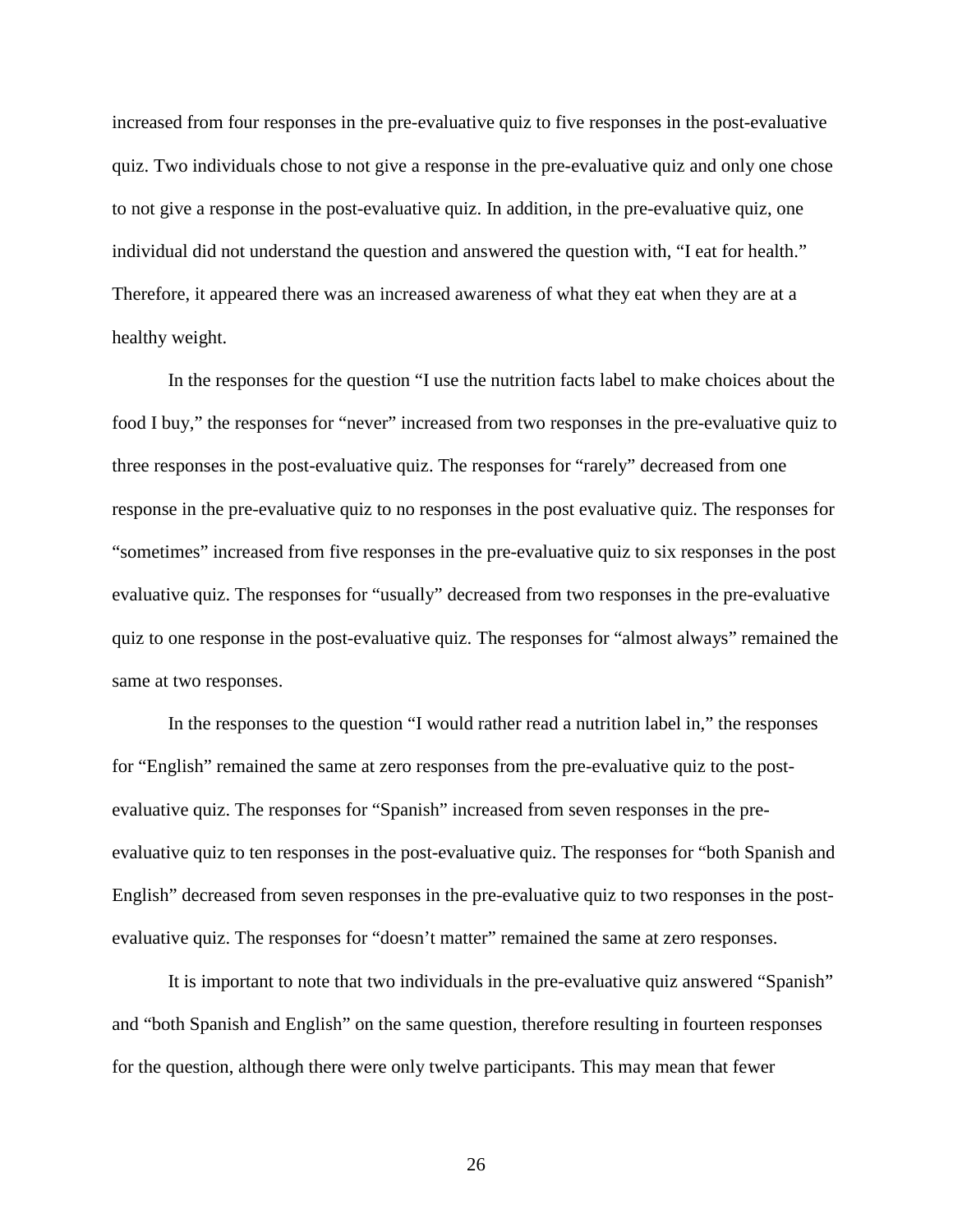increased from four responses in the pre-evaluative quiz to five responses in the post-evaluative quiz. Two individuals chose to not give a response in the pre-evaluative quiz and only one chose to not give a response in the post-evaluative quiz. In addition, in the pre-evaluative quiz, one individual did not understand the question and answered the question with, "I eat for health." Therefore, it appeared there was an increased awareness of what they eat when they are at a healthy weight.

In the responses for the question "I use the nutrition facts label to make choices about the food I buy," the responses for "never" increased from two responses in the pre-evaluative quiz to three responses in the post-evaluative quiz. The responses for "rarely" decreased from one response in the pre-evaluative quiz to no responses in the post evaluative quiz. The responses for "sometimes" increased from five responses in the pre-evaluative quiz to six responses in the post evaluative quiz. The responses for "usually" decreased from two responses in the pre-evaluative quiz to one response in the post-evaluative quiz. The responses for "almost always" remained the same at two responses.

In the responses to the question "I would rather read a nutrition label in," the responses for "English" remained the same at zero responses from the pre-evaluative quiz to the post-evaluative quiz. The responses for "Spanish" increased from seven responses in the pre-evaluative quiz to ten responses in the post-evaluative quiz. The responses for "both Spanish and English" decreased from seven responses in the pre-evaluative quiz to two responses in the post-evaluative quiz. The responses for "doesn't matter" remained the same at zero responses.

It is important to note that two individuals in the pre-evaluative quiz answered "Spanish" and "both Spanish and English" on the same question, therefore resulting in fourteen responses for the question, although there were only twelve participants. This may mean that fewer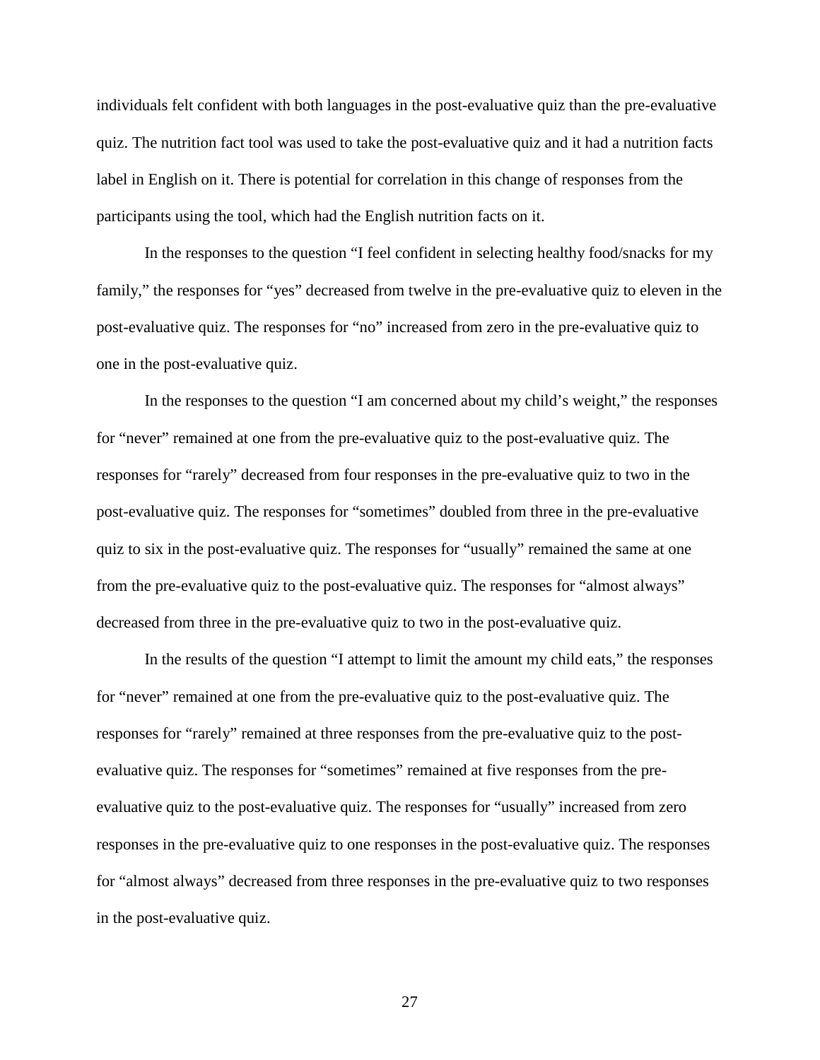individuals felt confident with both languages in the post-evaluative quiz than the pre-evaluative quiz. The nutrition fact tool was used to take the post-evaluative quiz and it had a nutrition facts label in English on it. There is potential for correlation in this change of responses from the participants using the tool, which had the English nutrition facts on it.

In the responses to the question “I feel confident in selecting healthy food/snacks for my family,” the responses for “yes” decreased from twelve in the pre-evaluative quiz to eleven in the post-evaluative quiz. The responses for “no” increased from zero in the pre-evaluative quiz to one in the post-evaluative quiz.

In the responses to the question “I am concerned about my child’s weight,” the responses for “never” remained at one from the pre-evaluative quiz to the post-evaluative quiz. The responses for “rarely” decreased from four responses in the pre-evaluative quiz to two in the post-evaluative quiz. The responses for “sometimes” doubled from three in the pre-evaluative quiz to six in the post-evaluative quiz. The responses for “usually” remained the same at one from the pre-evaluative quiz to the post-evaluative quiz. The responses for “almost always” decreased from three in the pre-evaluative quiz to two in the post-evaluative quiz.

In the results of the question “I attempt to limit the amount my child eats,” the responses for “never” remained at one from the pre-evaluative quiz to the post-evaluative quiz. The responses for “rarely” remained at three responses from the pre-evaluative quiz to the post-evaluative quiz. The responses for “sometimes” remained at five responses from the pre-evaluative quiz to the post-evaluative quiz. The responses for “usually” increased from zero responses in the pre-evaluative quiz to one responses in the post-evaluative quiz. The responses for “almost always” decreased from three responses in the pre-evaluative quiz to two responses in the post-evaluative quiz.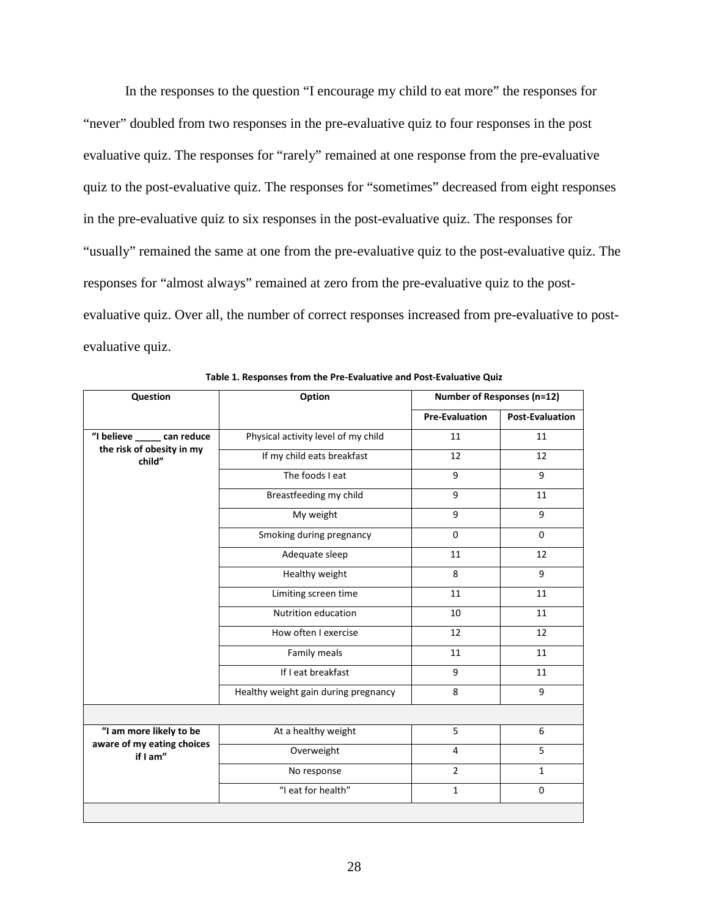In the responses to the question "I encourage my child to eat more" the responses for "never" doubled from two responses in the pre-evaluative quiz to four responses in the post evaluative quiz. The responses for "rarely" remained at one response from the pre-evaluative quiz to the post-evaluative quiz. The responses for "sometimes" decreased from eight responses in the pre-evaluative quiz to six responses in the post-evaluative quiz. The responses for "usually" remained the same at one from the pre-evaluative quiz to the post-evaluative quiz. The responses for "almost always" remained at zero from the pre-evaluative quiz to the post-evaluative quiz. Over all, the number of correct responses increased from pre-evaluative to post-evaluative quiz.

**Table 1. Responses from the Pre-Evaluative and Post-Evaluative Quiz**

| Question | Option | Number of Responses (n=12) | |
|---|---|---|---|
| | | **Pre-Evaluation** | **Post-Evaluation** |
| **"I believe _____ can reduce the risk of obesity in my child"** | Physical activity level of my child | 11 | 11 |
| | If my child eats breakfast | 12 | 12 |
| | The foods I eat | 9 | 9 |
| | Breastfeeding my child | 9 | 11 |
| | My weight | 9 | 9 |
| | Smoking during pregnancy | 0 | 0 |
| | Adequate sleep | 11 | 12 |
| | Healthy weight | 8 | 9 |
| | Limiting screen time | 11 | 11 |
| | Nutrition education | 10 | 11 |
| | How often I exercise | 12 | 12 |
| | Family meals | 11 | 11 |
| | If I eat breakfast | 9 | 11 |
| | Healthy weight gain during pregnancy | 8 | 9 |
| | | | |
| **"I am more likely to be aware of my eating choices if I am"** | At a healthy weight | 5 | 6 |
| | Overweight | 4 | 5 |
| | No response | 2 | 1 |
| | "I eat for health" | 1 | 0 |
| | | | |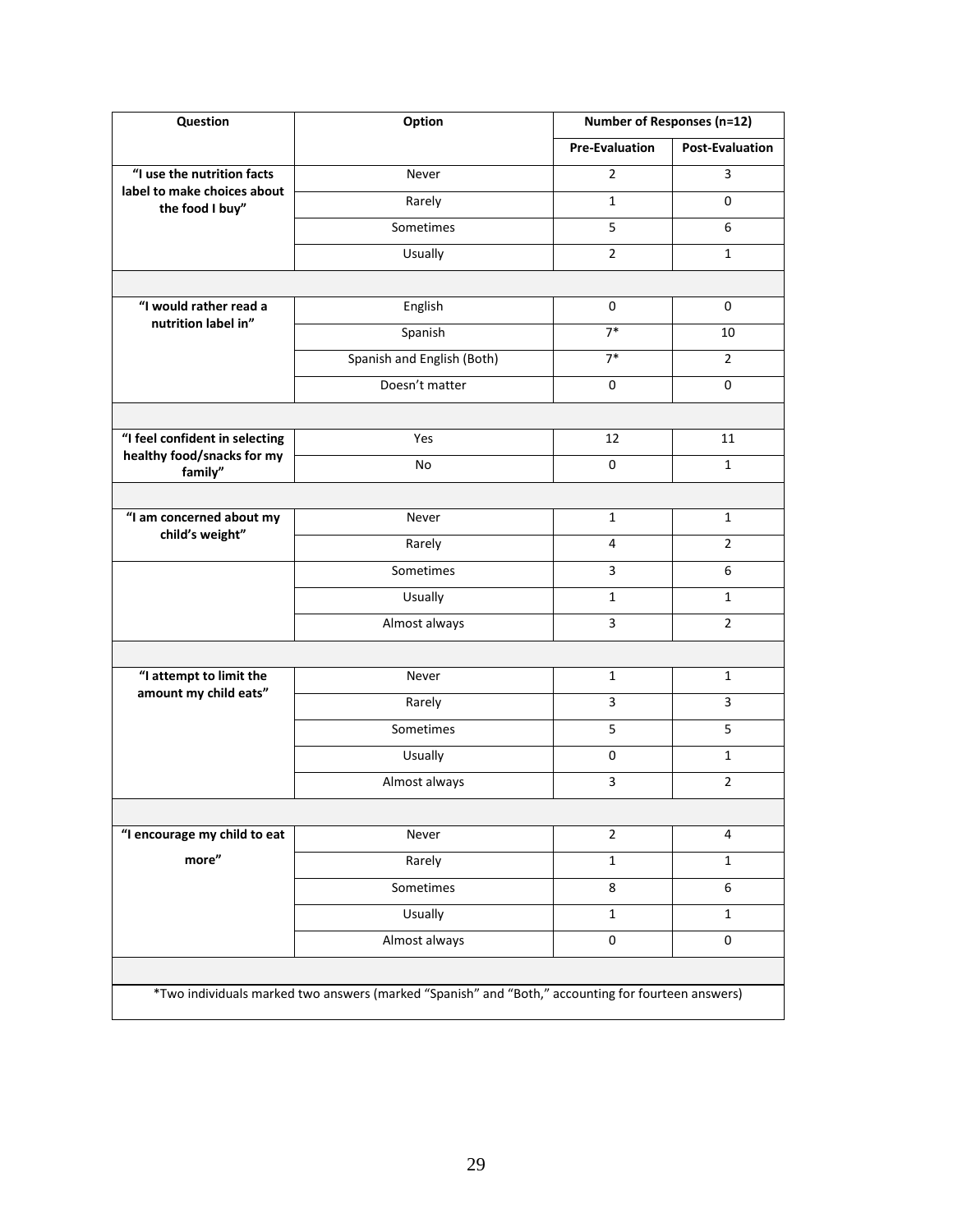| Question | Option | Number of Responses (n=12) | |
|---|---|---|---|
| | | Pre-Evaluation | Post-Evaluation |
| "I use the nutrition facts label to make choices about the food I buy" | Never | 2 | 3 |
| | Rarely | 1 | 0 |
| | Sometimes | 5 | 6 |
| | Usually | 2 | 1 |
| | | | |
| "I would rather read a nutrition label in" | English | 0 | 0 |
| | Spanish | 7* | 10 |
| | Spanish and English (Both) | 7* | 2 |
| | Doesn't matter | 0 | 0 |
| | | | |
| "I feel confident in selecting healthy food/snacks for my family" | Yes | 12 | 11 |
| | No | 0 | 1 |
| | | | |
| "I am concerned about my child's weight" | Never | 1 | 1 |
| | Rarely | 4 | 2 |
| | Sometimes | 3 | 6 |
| | Usually | 1 | 1 |
| | Almost always | 3 | 2 |
| | | | |
| "I attempt to limit the amount my child eats" | Never | 1 | 1 |
| | Rarely | 3 | 3 |
| | Sometimes | 5 | 5 |
| | Usually | 0 | 1 |
| | Almost always | 3 | 2 |
| | | | |
| "I encourage my child to eat more" | Never | 2 | 4 |
| | Rarely | 1 | 1 |
| | Sometimes | 8 | 6 |
| | Usually | 1 | 1 |
| | Almost always | 0 | 0 |

*Two individuals marked two answers (marked "Spanish" and "Both," accounting for fourteen answers)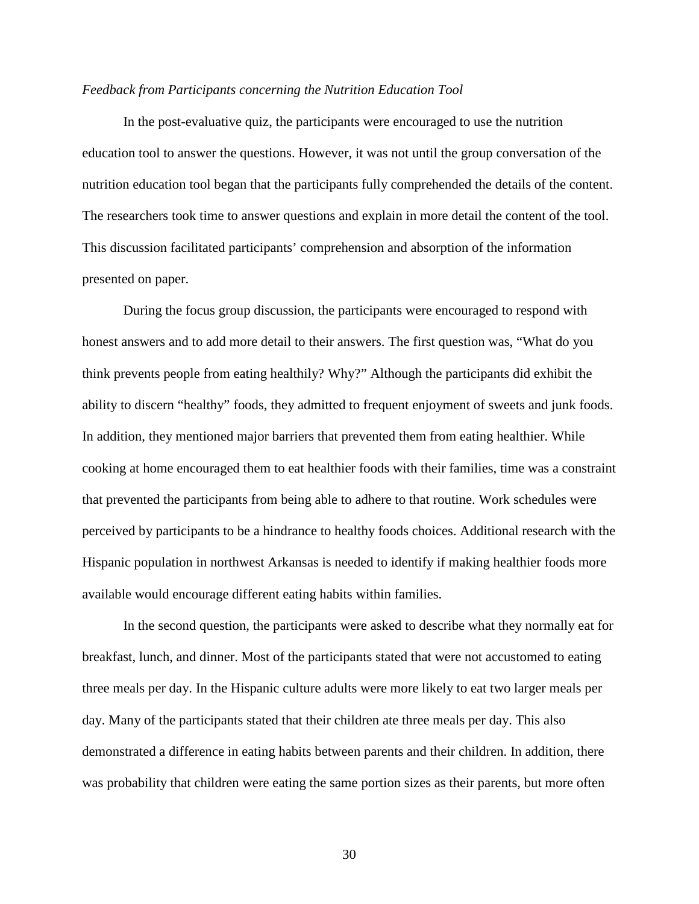*Feedback from Participants concerning the Nutrition Education Tool*

In the post-evaluative quiz, the participants were encouraged to use the nutrition education tool to answer the questions. However, it was not until the group conversation of the nutrition education tool began that the participants fully comprehended the details of the content. The researchers took time to answer questions and explain in more detail the content of the tool. This discussion facilitated participants' comprehension and absorption of the information presented on paper.

During the focus group discussion, the participants were encouraged to respond with honest answers and to add more detail to their answers. The first question was, "What do you think prevents people from eating healthily? Why?" Although the participants did exhibit the ability to discern "healthy" foods, they admitted to frequent enjoyment of sweets and junk foods. In addition, they mentioned major barriers that prevented them from eating healthier. While cooking at home encouraged them to eat healthier foods with their families, time was a constraint that prevented the participants from being able to adhere to that routine. Work schedules were perceived by participants to be a hindrance to healthy foods choices. Additional research with the Hispanic population in northwest Arkansas is needed to identify if making healthier foods more available would encourage different eating habits within families.

In the second question, the participants were asked to describe what they normally eat for breakfast, lunch, and dinner. Most of the participants stated that were not accustomed to eating three meals per day. In the Hispanic culture adults were more likely to eat two larger meals per day. Many of the participants stated that their children ate three meals per day. This also demonstrated a difference in eating habits between parents and their children. In addition, there was probability that children were eating the same portion sizes as their parents, but more often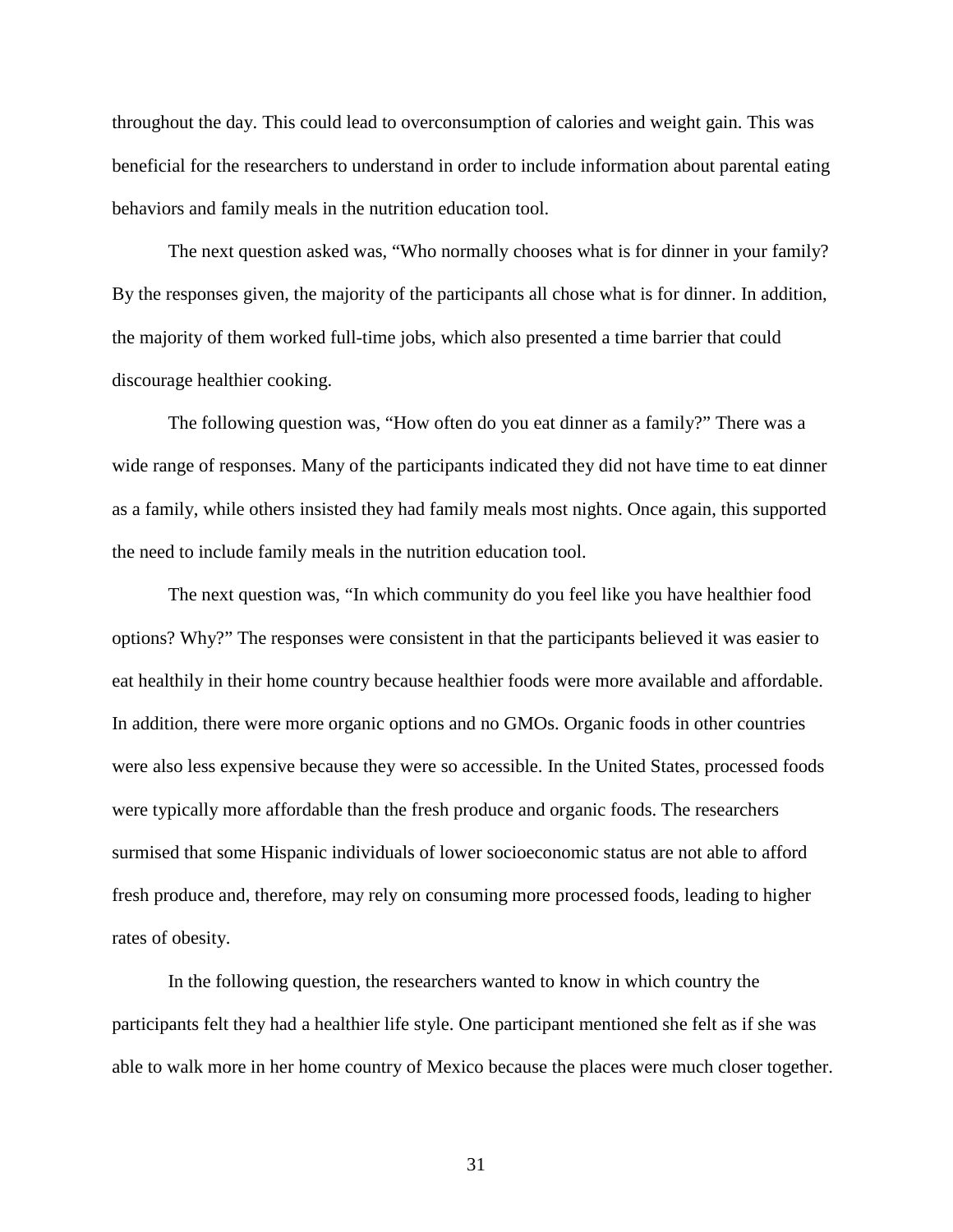throughout the day. This could lead to overconsumption of calories and weight gain. This was beneficial for the researchers to understand in order to include information about parental eating behaviors and family meals in the nutrition education tool.

The next question asked was, "Who normally chooses what is for dinner in your family? By the responses given, the majority of the participants all chose what is for dinner. In addition, the majority of them worked full-time jobs, which also presented a time barrier that could discourage healthier cooking.

The following question was, "How often do you eat dinner as a family?" There was a wide range of responses. Many of the participants indicated they did not have time to eat dinner as a family, while others insisted they had family meals most nights. Once again, this supported the need to include family meals in the nutrition education tool.

The next question was, "In which community do you feel like you have healthier food options? Why?" The responses were consistent in that the participants believed it was easier to eat healthily in their home country because healthier foods were more available and affordable. In addition, there were more organic options and no GMOs. Organic foods in other countries were also less expensive because they were so accessible. In the United States, processed foods were typically more affordable than the fresh produce and organic foods. The researchers surmised that some Hispanic individuals of lower socioeconomic status are not able to afford fresh produce and, therefore, may rely on consuming more processed foods, leading to higher rates of obesity.

In the following question, the researchers wanted to know in which country the participants felt they had a healthier life style. One participant mentioned she felt as if she was able to walk more in her home country of Mexico because the places were much closer together.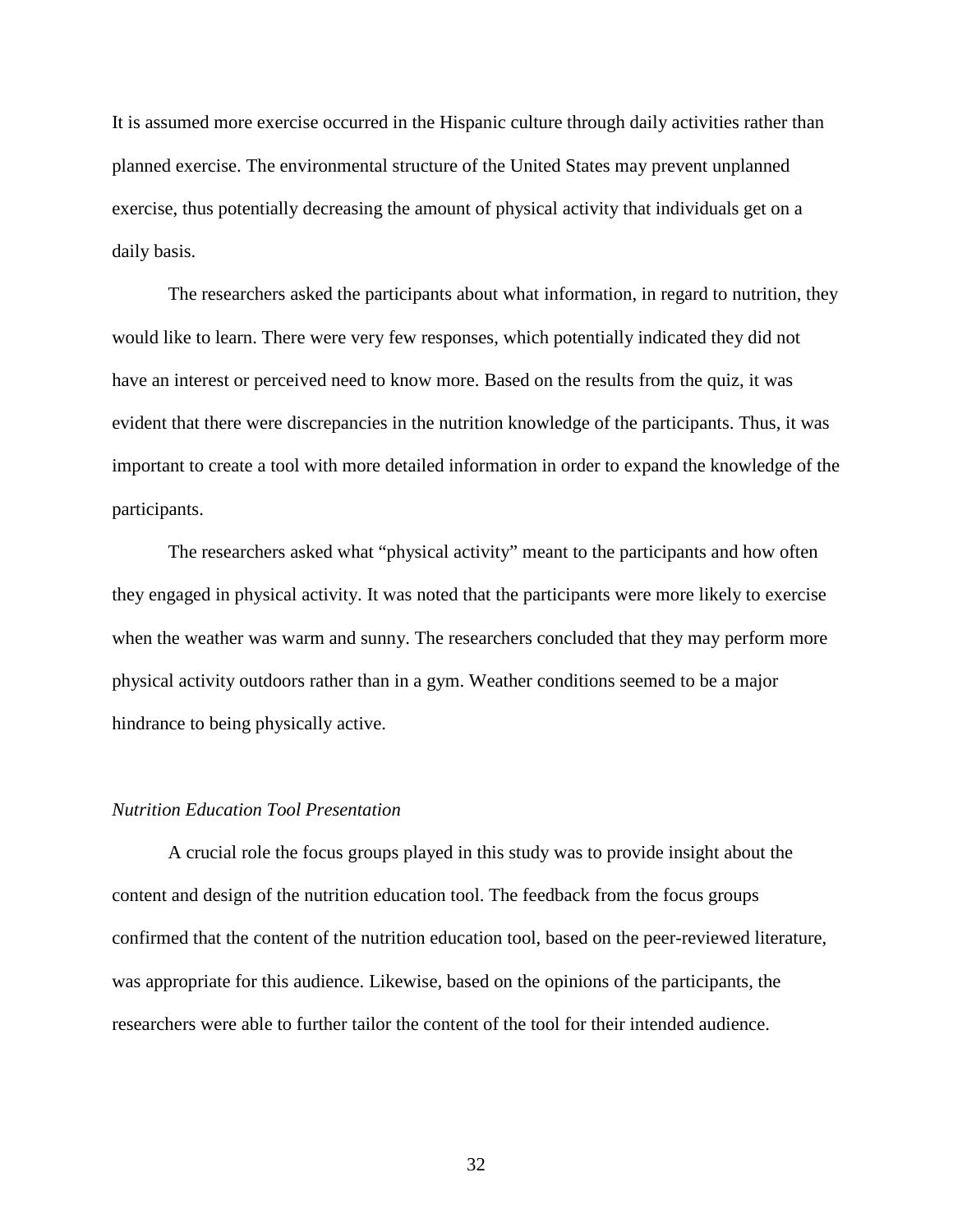It is assumed more exercise occurred in the Hispanic culture through daily activities rather than planned exercise. The environmental structure of the United States may prevent unplanned exercise, thus potentially decreasing the amount of physical activity that individuals get on a daily basis.

The researchers asked the participants about what information, in regard to nutrition, they would like to learn. There were very few responses, which potentially indicated they did not have an interest or perceived need to know more. Based on the results from the quiz, it was evident that there were discrepancies in the nutrition knowledge of the participants. Thus, it was important to create a tool with more detailed information in order to expand the knowledge of the participants.

The researchers asked what "physical activity" meant to the participants and how often they engaged in physical activity. It was noted that the participants were more likely to exercise when the weather was warm and sunny. The researchers concluded that they may perform more physical activity outdoors rather than in a gym. Weather conditions seemed to be a major hindrance to being physically active.

*Nutrition Education Tool Presentation*

A crucial role the focus groups played in this study was to provide insight about the content and design of the nutrition education tool. The feedback from the focus groups confirmed that the content of the nutrition education tool, based on the peer-reviewed literature, was appropriate for this audience. Likewise, based on the opinions of the participants, the researchers were able to further tailor the content of the tool for their intended audience.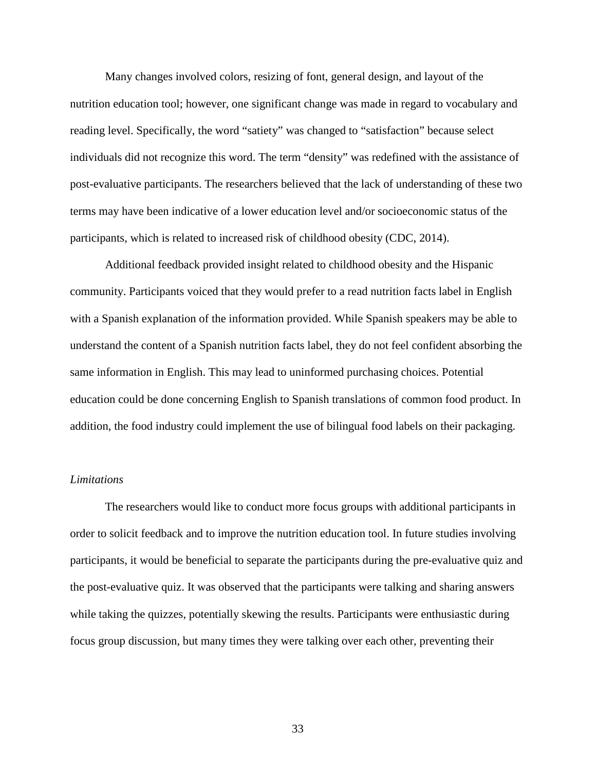Many changes involved colors, resizing of font, general design, and layout of the nutrition education tool; however, one significant change was made in regard to vocabulary and reading level. Specifically, the word “satiety” was changed to “satisfaction” because select individuals did not recognize this word. The term “density” was redefined with the assistance of post-evaluative participants. The researchers believed that the lack of understanding of these two terms may have been indicative of a lower education level and/or socioeconomic status of the participants, which is related to increased risk of childhood obesity (CDC, 2014).

Additional feedback provided insight related to childhood obesity and the Hispanic community. Participants voiced that they would prefer to a read nutrition facts label in English with a Spanish explanation of the information provided. While Spanish speakers may be able to understand the content of a Spanish nutrition facts label, they do not feel confident absorbing the same information in English. This may lead to uninformed purchasing choices. Potential education could be done concerning English to Spanish translations of common food product. In addition, the food industry could implement the use of bilingual food labels on their packaging.

### *Limitations*

The researchers would like to conduct more focus groups with additional participants in order to solicit feedback and to improve the nutrition education tool. In future studies involving participants, it would be beneficial to separate the participants during the pre-evaluative quiz and the post-evaluative quiz. It was observed that the participants were talking and sharing answers while taking the quizzes, potentially skewing the results. Participants were enthusiastic during focus group discussion, but many times they were talking over each other, preventing their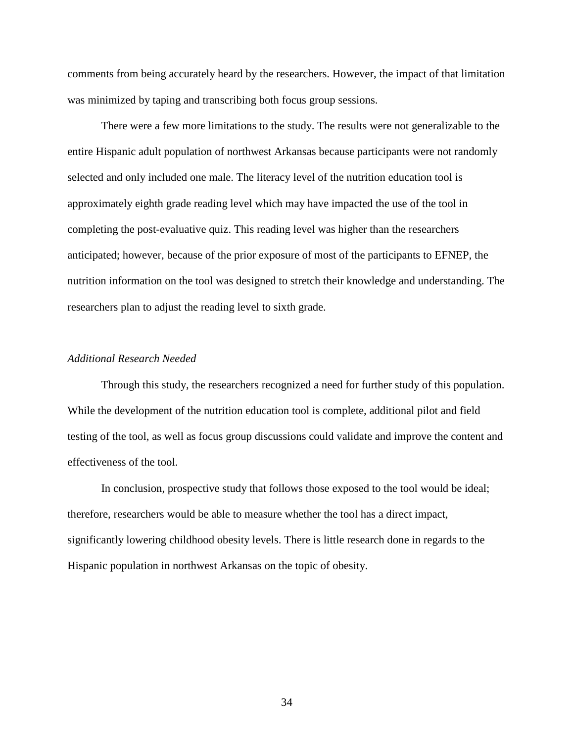comments from being accurately heard by the researchers. However, the impact of that limitation was minimized by taping and transcribing both focus group sessions.

There were a few more limitations to the study. The results were not generalizable to the entire Hispanic adult population of northwest Arkansas because participants were not randomly selected and only included one male. The literacy level of the nutrition education tool is approximately eighth grade reading level which may have impacted the use of the tool in completing the post-evaluative quiz. This reading level was higher than the researchers anticipated; however, because of the prior exposure of most of the participants to EFNEP, the nutrition information on the tool was designed to stretch their knowledge and understanding. The researchers plan to adjust the reading level to sixth grade.

*Additional Research Needed*

Through this study, the researchers recognized a need for further study of this population. While the development of the nutrition education tool is complete, additional pilot and field testing of the tool, as well as focus group discussions could validate and improve the content and effectiveness of the tool.

In conclusion, prospective study that follows those exposed to the tool would be ideal; therefore, researchers would be able to measure whether the tool has a direct impact, significantly lowering childhood obesity levels. There is little research done in regards to the Hispanic population in northwest Arkansas on the topic of obesity.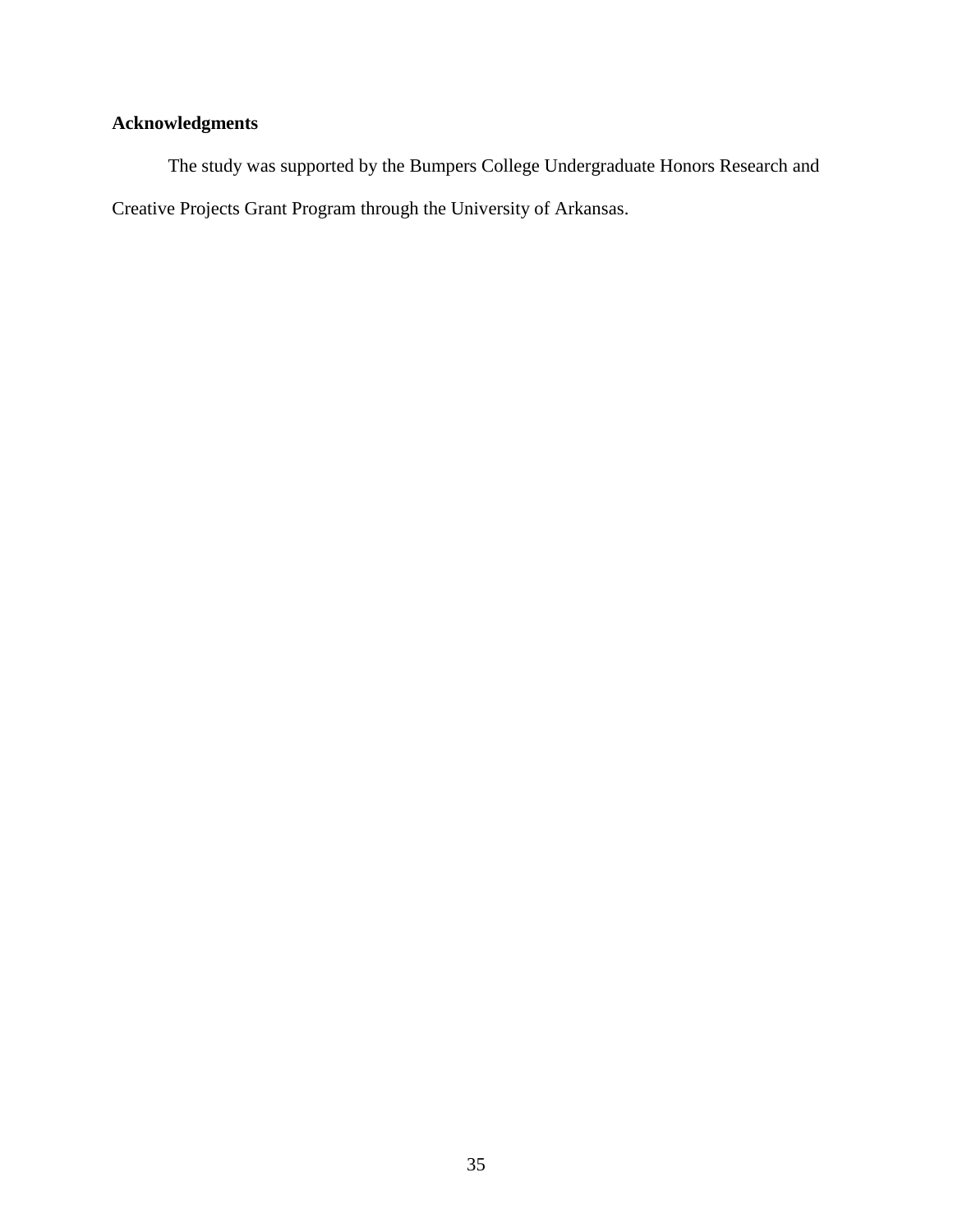**Acknowledgments**

The study was supported by the Bumpers College Undergraduate Honors Research and Creative Projects Grant Program through the University of Arkansas.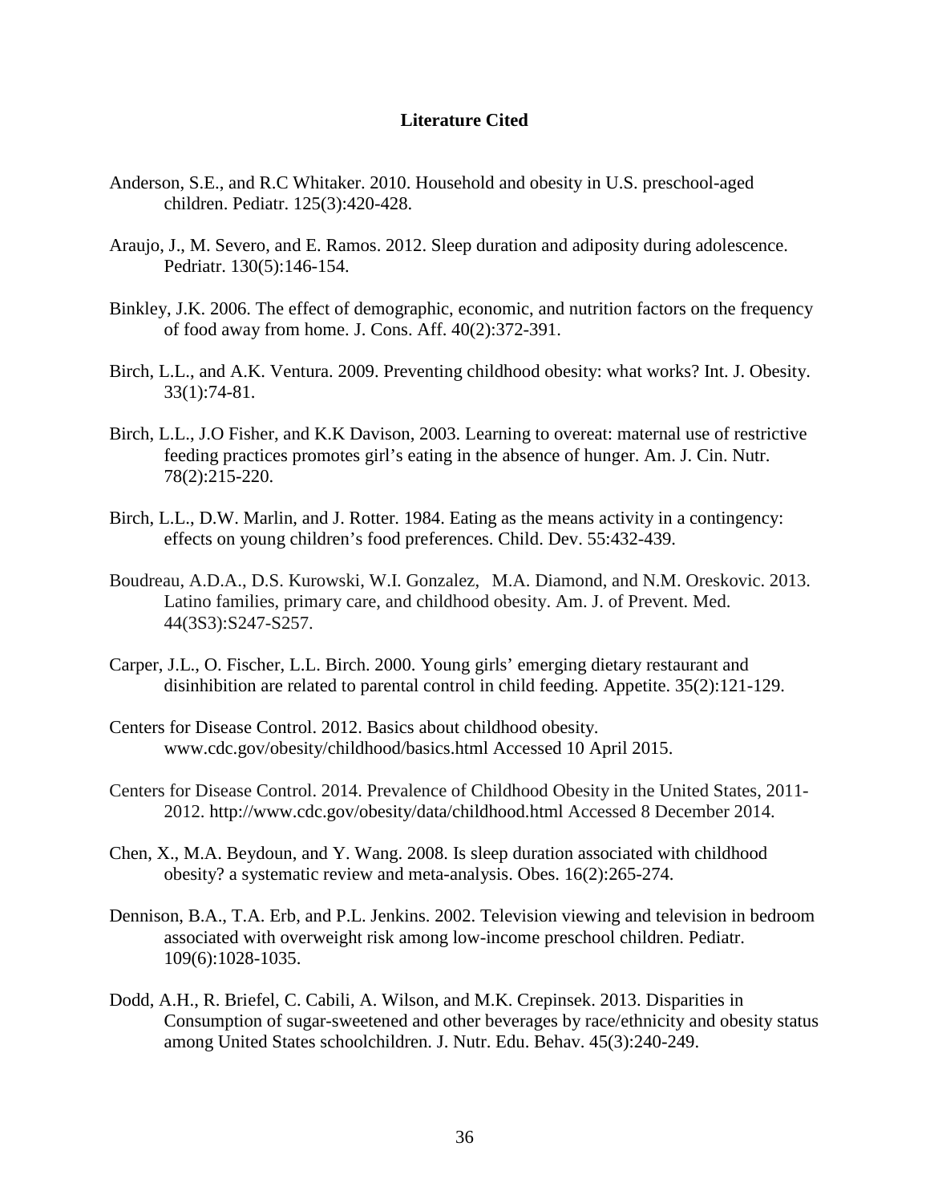## Literature Cited

Anderson, S.E., and R.C Whitaker. 2010. Household and obesity in U.S. preschool-aged children. Pediatr. 125(3):420-428.

Araujo, J., M. Severo, and E. Ramos. 2012. Sleep duration and adiposity during adolescence. Pedriatr. 130(5):146-154.

Binkley, J.K. 2006. The effect of demographic, economic, and nutrition factors on the frequency of food away from home. J. Cons. Aff. 40(2):372-391.

Birch, L.L., and A.K. Ventura. 2009. Preventing childhood obesity: what works? Int. J. Obesity. 33(1):74-81.

Birch, L.L., J.O Fisher, and K.K Davison, 2003. Learning to overeat: maternal use of restrictive feeding practices promotes girl's eating in the absence of hunger. Am. J. Cin. Nutr. 78(2):215-220.

Birch, L.L., D.W. Marlin, and J. Rotter. 1984. Eating as the means activity in a contingency: effects on young children's food preferences. Child. Dev. 55:432-439.

Boudreau, A.D.A., D.S. Kurowski, W.I. Gonzalez, M.A. Diamond, and N.M. Oreskovic. 2013. Latino families, primary care, and childhood obesity. Am. J. of Prevent. Med. 44(3S3):S247-S257.

Carper, J.L., O. Fischer, L.L. Birch. 2000. Young girls' emerging dietary restaurant and disinhibition are related to parental control in child feeding. Appetite. 35(2):121-129.

Centers for Disease Control. 2012. Basics about childhood obesity. www.cdc.gov/obesity/childhood/basics.html Accessed 10 April 2015.

Centers for Disease Control. 2014. Prevalence of Childhood Obesity in the United States, 2011-2012. http://www.cdc.gov/obesity/data/childhood.html Accessed 8 December 2014.

Chen, X., M.A. Beydoun, and Y. Wang. 2008. Is sleep duration associated with childhood obesity? a systematic review and meta-analysis. Obes. 16(2):265-274.

Dennison, B.A., T.A. Erb, and P.L. Jenkins. 2002. Television viewing and television in bedroom associated with overweight risk among low-income preschool children. Pediatr. 109(6):1028-1035.

Dodd, A.H., R. Briefel, C. Cabili, A. Wilson, and M.K. Crepinsek. 2013. Disparities in Consumption of sugar-sweetened and other beverages by race/ethnicity and obesity status among United States schoolchildren. J. Nutr. Edu. Behav. 45(3):240-249.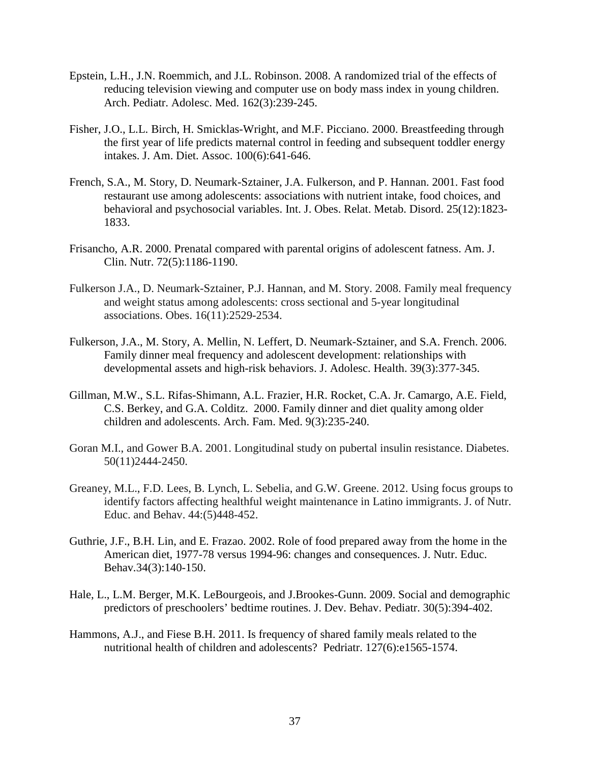Epstein, L.H., J.N. Roemmich, and J.L. Robinson. 2008. A randomized trial of the effects of reducing television viewing and computer use on body mass index in young children. Arch. Pediatr. Adolesc. Med. 162(3):239-245.

Fisher, J.O., L.L. Birch, H. Smicklas-Wright, and M.F. Picciano. 2000. Breastfeeding through the first year of life predicts maternal control in feeding and subsequent toddler energy intakes. J. Am. Diet. Assoc. 100(6):641-646.

French, S.A., M. Story, D. Neumark-Sztainer, J.A. Fulkerson, and P. Hannan. 2001. Fast food restaurant use among adolescents: associations with nutrient intake, food choices, and behavioral and psychosocial variables. Int. J. Obes. Relat. Metab. Disord. 25(12):1823-1833.

Frisancho, A.R. 2000. Prenatal compared with parental origins of adolescent fatness. Am. J. Clin. Nutr. 72(5):1186-1190.

Fulkerson J.A., D. Neumark-Sztainer, P.J. Hannan, and M. Story. 2008. Family meal frequency and weight status among adolescents: cross sectional and 5-year longitudinal associations. Obes. 16(11):2529-2534.

Fulkerson, J.A., M. Story, A. Mellin, N. Leffert, D. Neumark-Sztainer, and S.A. French. 2006. Family dinner meal frequency and adolescent development: relationships with developmental assets and high-risk behaviors. J. Adolesc. Health. 39(3):377-345.

Gillman, M.W., S.L. Rifas-Shimann, A.L. Frazier, H.R. Rocket, C.A. Jr. Camargo, A.E. Field, C.S. Berkey, and G.A. Colditz. 2000. Family dinner and diet quality among older children and adolescents. Arch. Fam. Med. 9(3):235-240.

Goran M.I., and Gower B.A. 2001. Longitudinal study on pubertal insulin resistance. Diabetes. 50(11)2444-2450.

Greaney, M.L., F.D. Lees, B. Lynch, L. Sebelia, and G.W. Greene. 2012. Using focus groups to identify factors affecting healthful weight maintenance in Latino immigrants. J. of Nutr. Educ. and Behav. 44:(5)448-452.

Guthrie, J.F., B.H. Lin, and E. Frazao. 2002. Role of food prepared away from the home in the American diet, 1977-78 versus 1994-96: changes and consequences. J. Nutr. Educ. Behav.34(3):140-150.

Hale, L., L.M. Berger, M.K. LeBourgeois, and J.Brookes-Gunn. 2009. Social and demographic predictors of preschoolers' bedtime routines. J. Dev. Behav. Pediatr. 30(5):394-402.

Hammons, A.J., and Fiese B.H. 2011. Is frequency of shared family meals related to the nutritional health of children and adolescents? Pedriatr. 127(6):e1565-1574.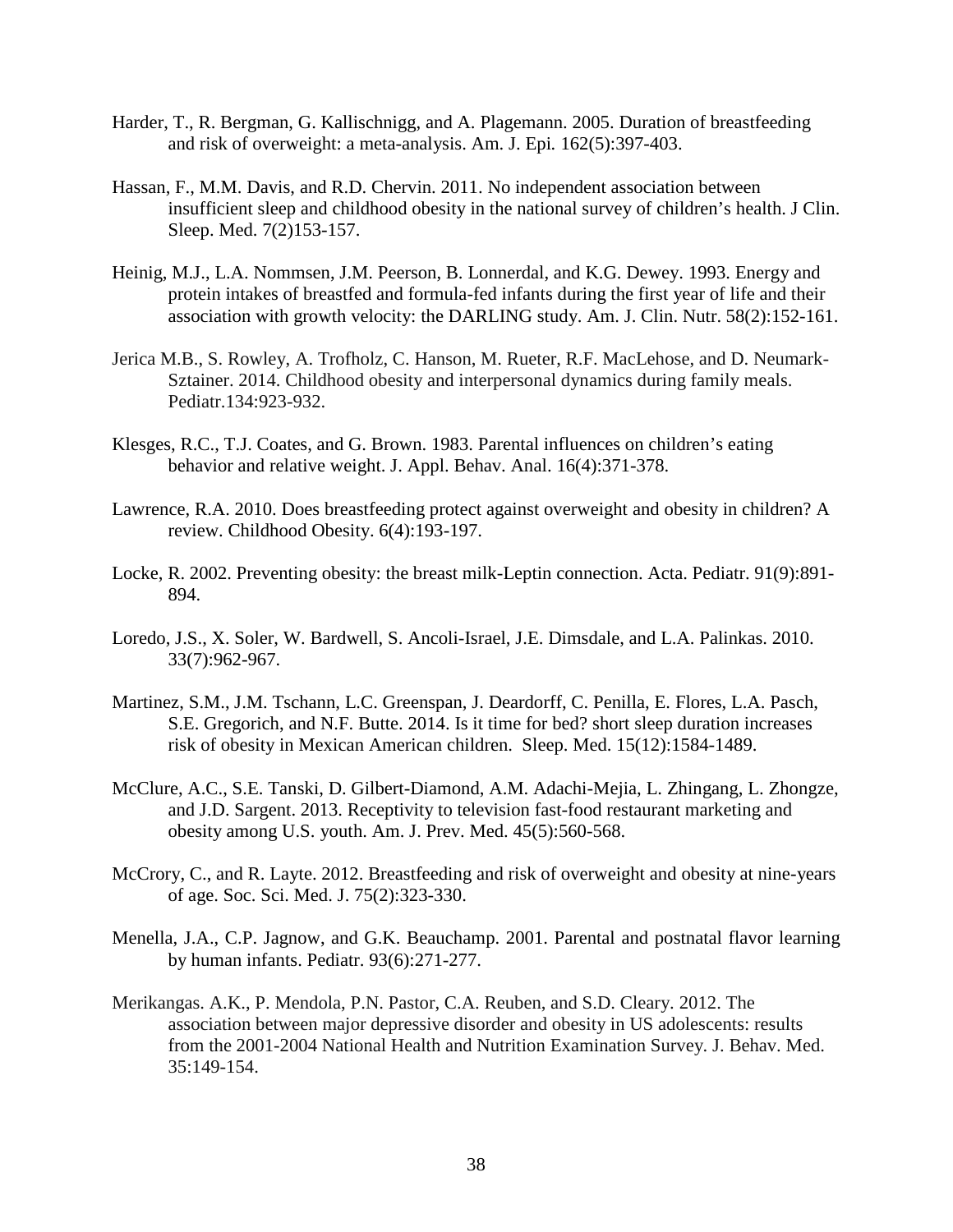Harder, T., R. Bergman, G. Kallischnigg, and A. Plagemann. 2005. Duration of breastfeeding and risk of overweight: a meta-analysis. Am. J. Epi. 162(5):397-403.

Hassan, F., M.M. Davis, and R.D. Chervin. 2011. No independent association between insufficient sleep and childhood obesity in the national survey of children's health. J Clin. Sleep. Med. 7(2)153-157.

Heinig, M.J., L.A. Nommsen, J.M. Peerson, B. Lonnerdal, and K.G. Dewey. 1993. Energy and protein intakes of breastfed and formula-fed infants during the first year of life and their association with growth velocity: the DARLING study. Am. J. Clin. Nutr. 58(2):152-161.

Jerica M.B., S. Rowley, A. Trofholz, C. Hanson, M. Rueter, R.F. MacLehose, and D. Neumark-Sztainer. 2014. Childhood obesity and interpersonal dynamics during family meals. Pediatr.134:923-932.

Klesges, R.C., T.J. Coates, and G. Brown. 1983. Parental influences on children's eating behavior and relative weight. J. Appl. Behav. Anal. 16(4):371-378.

Lawrence, R.A. 2010. Does breastfeeding protect against overweight and obesity in children? A review. Childhood Obesity. 6(4):193-197.

Locke, R. 2002. Preventing obesity: the breast milk-Leptin connection. Acta. Pediatr. 91(9):891-894.

Loredo, J.S., X. Soler, W. Bardwell, S. Ancoli-Israel, J.E. Dimsdale, and L.A. Palinkas. 2010. 33(7):962-967.

Martinez, S.M., J.M. Tschann, L.C. Greenspan, J. Deardorff, C. Penilla, E. Flores, L.A. Pasch, S.E. Gregorich, and N.F. Butte. 2014. Is it time for bed? short sleep duration increases risk of obesity in Mexican American children. Sleep. Med. 15(12):1584-1489.

McClure, A.C., S.E. Tanski, D. Gilbert-Diamond, A.M. Adachi-Mejia, L. Zhingang, L. Zhongze, and J.D. Sargent. 2013. Receptivity to television fast-food restaurant marketing and obesity among U.S. youth. Am. J. Prev. Med. 45(5):560-568.

McCrory, C., and R. Layte. 2012. Breastfeeding and risk of overweight and obesity at nine-years of age. Soc. Sci. Med. J. 75(2):323-330.

Menella, J.A., C.P. Jagnow, and G.K. Beauchamp. 2001. Parental and postnatal flavor learning by human infants. Pediatr. 93(6):271-277.

Merikangas. A.K., P. Mendola, P.N. Pastor, C.A. Reuben, and S.D. Cleary. 2012. The association between major depressive disorder and obesity in US adolescents: results from the 2001-2004 National Health and Nutrition Examination Survey. J. Behav. Med. 35:149-154.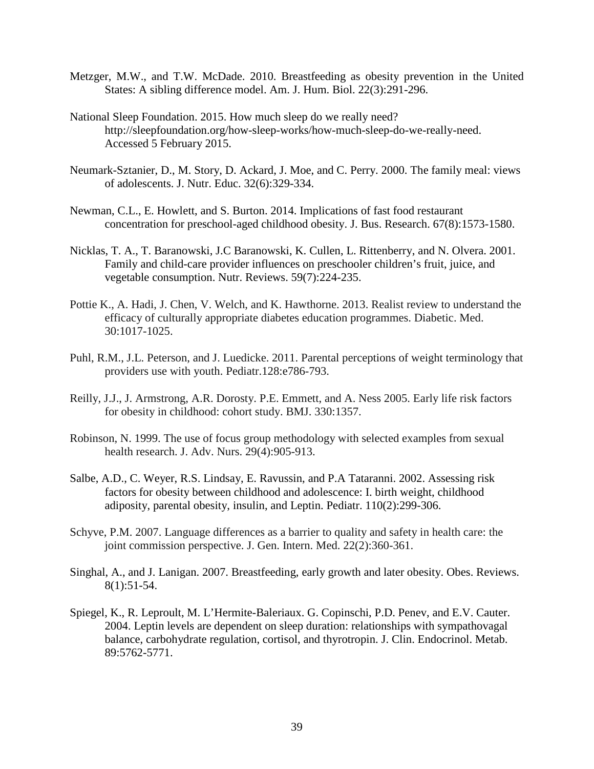Metzger, M.W., and T.W. McDade. 2010. Breastfeeding as obesity prevention in the United States: A sibling difference model. Am. J. Hum. Biol. 22(3):291-296.

National Sleep Foundation. 2015. How much sleep do we really need? http://sleepfoundation.org/how-sleep-works/how-much-sleep-do-we-really-need. Accessed 5 February 2015.

Neumark-Sztanier, D., M. Story, D. Ackard, J. Moe, and C. Perry. 2000. The family meal: views of adolescents. J. Nutr. Educ. 32(6):329-334.

Newman, C.L., E. Howlett, and S. Burton. 2014. Implications of fast food restaurant concentration for preschool-aged childhood obesity. J. Bus. Research. 67(8):1573-1580.

Nicklas, T. A., T. Baranowski, J.C Baranowski, K. Cullen, L. Rittenberry, and N. Olvera. 2001. Family and child-care provider influences on preschooler children's fruit, juice, and vegetable consumption. Nutr. Reviews. 59(7):224-235.

Pottie K., A. Hadi, J. Chen, V. Welch, and K. Hawthorne. 2013. Realist review to understand the efficacy of culturally appropriate diabetes education programmes. Diabetic. Med. 30:1017-1025.

Puhl, R.M., J.L. Peterson, and J. Luedicke. 2011. Parental perceptions of weight terminology that providers use with youth. Pediatr.128:e786-793.

Reilly, J.J., J. Armstrong, A.R. Dorosty. P.E. Emmett, and A. Ness 2005. Early life risk factors for obesity in childhood: cohort study. BMJ. 330:1357.

Robinson, N. 1999. The use of focus group methodology with selected examples from sexual health research. J. Adv. Nurs. 29(4):905-913.

Salbe, A.D., C. Weyer, R.S. Lindsay, E. Ravussin, and P.A Tataranni. 2002. Assessing risk factors for obesity between childhood and adolescence: I. birth weight, childhood adiposity, parental obesity, insulin, and Leptin. Pediatr. 110(2):299-306.

Schyve, P.M. 2007. Language differences as a barrier to quality and safety in health care: the joint commission perspective. J. Gen. Intern. Med. 22(2):360-361.

Singhal, A., and J. Lanigan. 2007. Breastfeeding, early growth and later obesity. Obes. Reviews. 8(1):51-54.

Spiegel, K., R. Leproult, M. L'Hermite-Baleriaux. G. Copinschi, P.D. Penev, and E.V. Cauter. 2004. Leptin levels are dependent on sleep duration: relationships with sympathovagal balance, carbohydrate regulation, cortisol, and thyrotropin. J. Clin. Endocrinol. Metab. 89:5762-5771.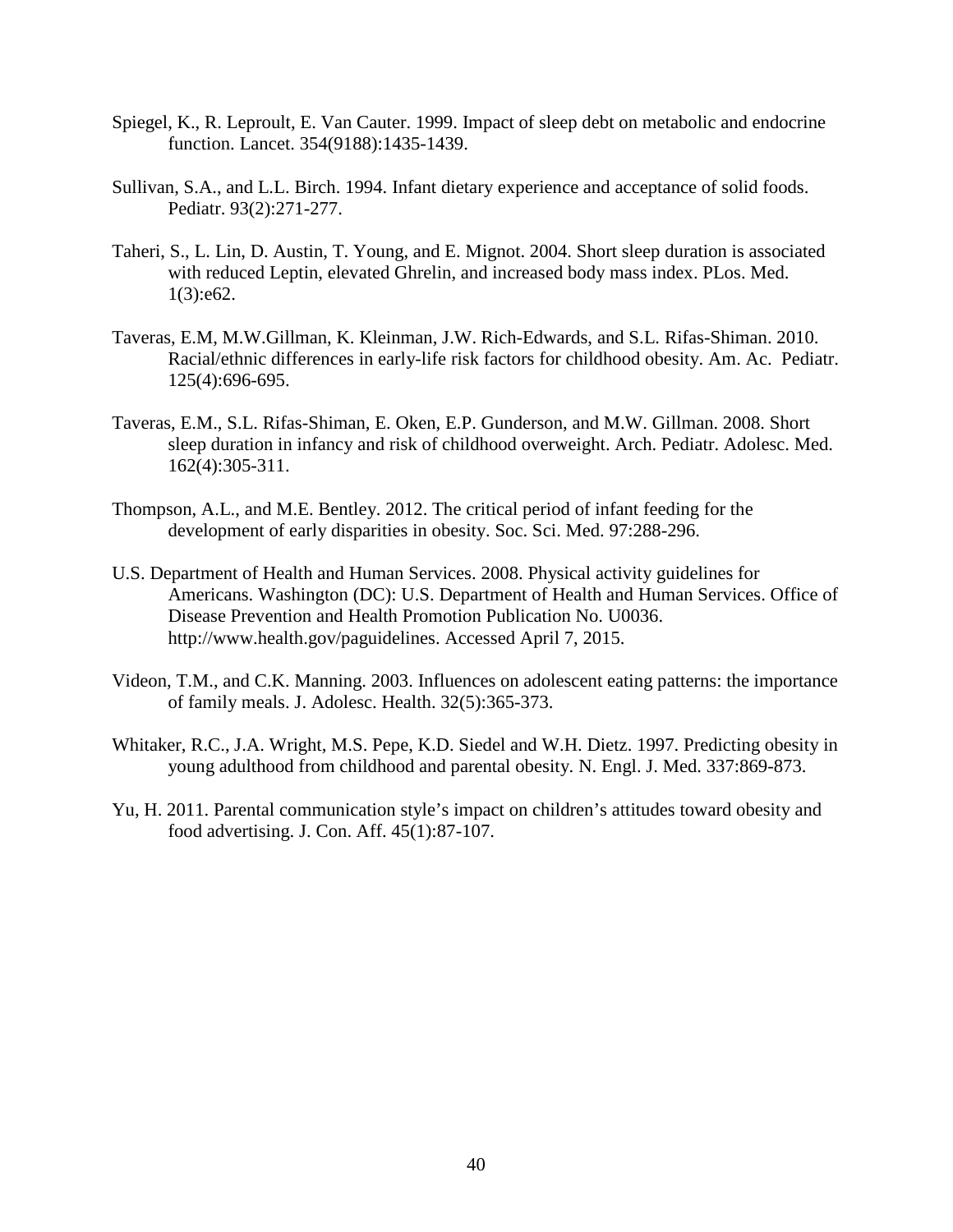Spiegel, K., R. Leproult, E. Van Cauter. 1999. Impact of sleep debt on metabolic and endocrine function. Lancet. 354(9188):1435-1439.

Sullivan, S.A., and L.L. Birch. 1994. Infant dietary experience and acceptance of solid foods. Pediatr. 93(2):271-277.

Taheri, S., L. Lin, D. Austin, T. Young, and E. Mignot. 2004. Short sleep duration is associated with reduced Leptin, elevated Ghrelin, and increased body mass index. PLos. Med. 1(3):e62.

Taveras, E.M, M.W.Gillman, K. Kleinman, J.W. Rich-Edwards, and S.L. Rifas-Shiman. 2010. Racial/ethnic differences in early-life risk factors for childhood obesity. Am. Ac. Pediatr. 125(4):696-695.

Taveras, E.M., S.L. Rifas-Shiman, E. Oken, E.P. Gunderson, and M.W. Gillman. 2008. Short sleep duration in infancy and risk of childhood overweight. Arch. Pediatr. Adolesc. Med. 162(4):305-311.

Thompson, A.L., and M.E. Bentley. 2012. The critical period of infant feeding for the development of early disparities in obesity. Soc. Sci. Med. 97:288-296.

U.S. Department of Health and Human Services. 2008. Physical activity guidelines for Americans. Washington (DC): U.S. Department of Health and Human Services. Office of Disease Prevention and Health Promotion Publication No. U0036. http://www.health.gov/paguidelines. Accessed April 7, 2015.

Videon, T.M., and C.K. Manning. 2003. Influences on adolescent eating patterns: the importance of family meals. J. Adolesc. Health. 32(5):365-373.

Whitaker, R.C., J.A. Wright, M.S. Pepe, K.D. Siedel and W.H. Dietz. 1997. Predicting obesity in young adulthood from childhood and parental obesity. N. Engl. J. Med. 337:869-873.

Yu, H. 2011. Parental communication style's impact on children's attitudes toward obesity and food advertising. J. Con. Aff. 45(1):87-107.